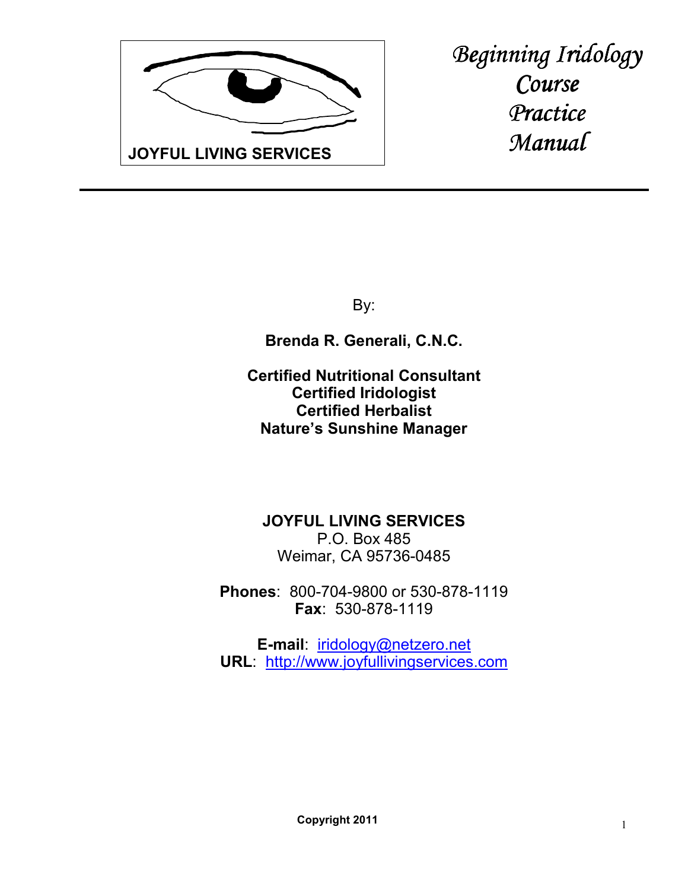JOYFUL LIVING SERVICES

# *Beginning Iridology Course Practice Manual*

By:

**Brenda R. Generali, C.N.C.**

**Certified Nutritional Consultant**
**Certified Iridologist**
**Certified Herbalist**
**Nature's Sunshine Manager**

**JOYFUL LIVING SERVICES**
P.O. Box 485
Weimar, CA 95736-0485

**Phones**: 800-704-9800 or 530-878-1119
**Fax**: 530-878-1119

**E-mail**: iridology@netzero.net
**URL**: http://www.joyfullivingservices.com

**Copyright 2011**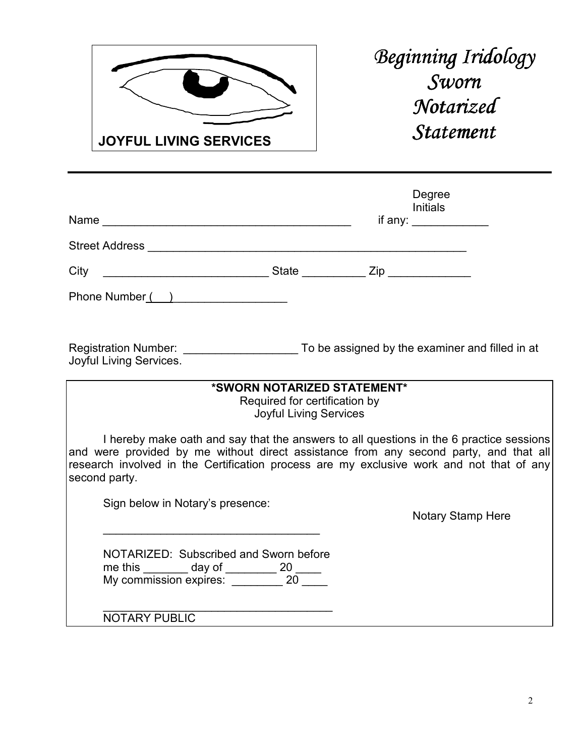**JOYFUL LIVING SERVICES**

# *Beginning Iridology Sworn Notarized Statement*

---

Name _________________________________________ Degree Initials if any: ____________

Street Address ______________________________________________________

City __________________________ State __________ Zip _____________

Phone Number (   ) __________________

Registration Number: __________________ To be assigned by the examiner and filled in at Joyful Living Services.

**\*SWORN NOTARIZED STATEMENT\***

Required for certification by
Joyful Living Services

I hereby make oath and say that the answers to all questions in the 6 practice sessions and were provided by me without direct assistance from any second party, and that all research involved in the Certification process are my exclusive work and not that of any second party.

Sign below in Notary's presence:

___________________________________

Notary Stamp Here

NOTARIZED: Subscribed and Sworn before me this _______ day of ________ 20 ____
My commission expires: ________ 20 ____

_____________________________________
NOTARY PUBLIC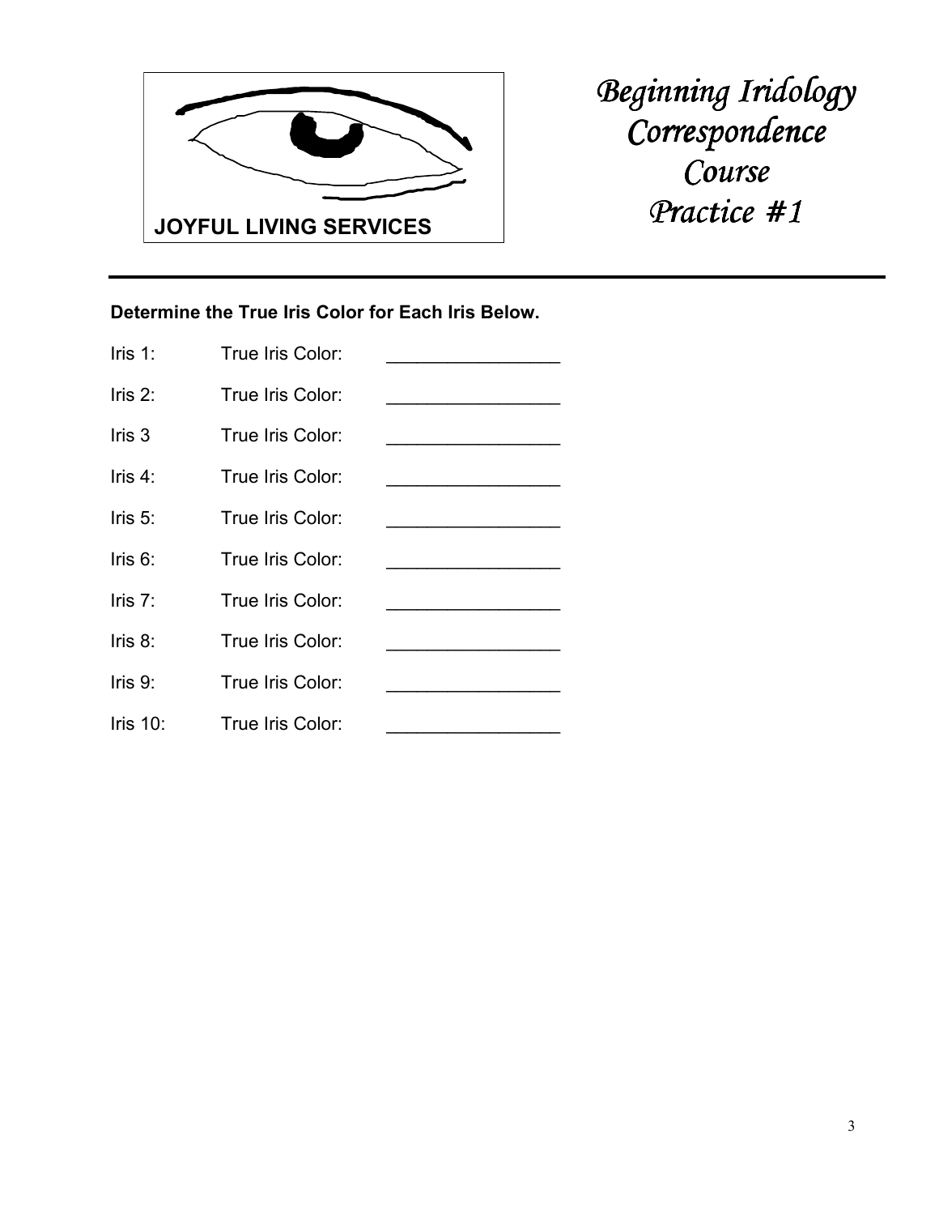JOYFUL LIVING SERVICES

# *Beginning Iridology Correspondence Course Practice #1*

---

**Determine the True Iris Color for Each Iris Below.**

Iris 1: True Iris Color: _________________

Iris 2: True Iris Color: _________________

Iris 3 True Iris Color: _________________

Iris 4: True Iris Color: _________________

Iris 5: True Iris Color: _________________

Iris 6: True Iris Color: _________________

Iris 7: True Iris Color: _________________

Iris 8: True Iris Color: _________________

Iris 9: True Iris Color: _________________

Iris 10: True Iris Color: _________________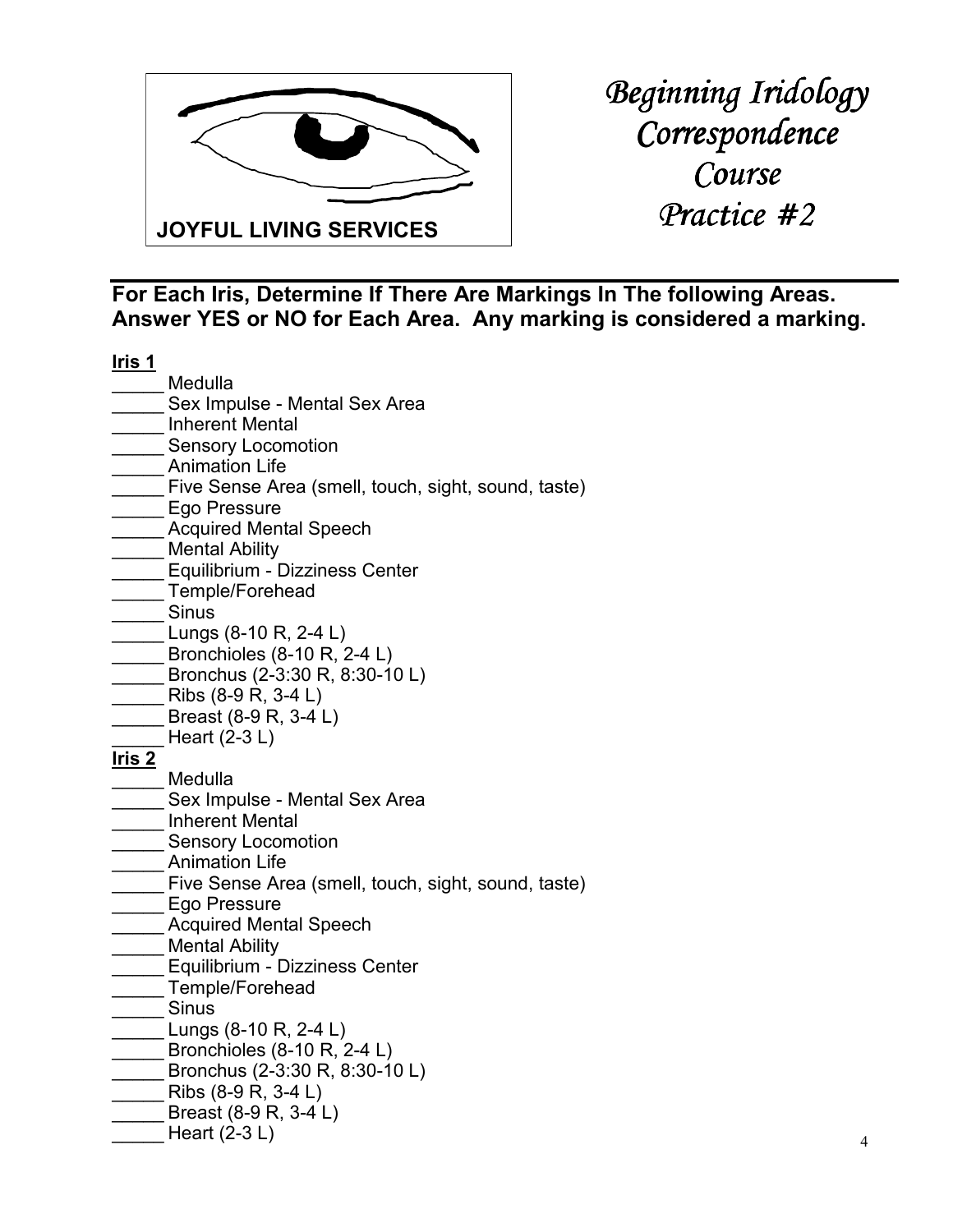JOYFUL LIVING SERVICES

# *Beginning Iridology Correspondence Course Practice #2*

**For Each Iris, Determine If There Are Markings In The following Areas. Answer YES or NO for Each Area. Any marking is considered a marking.**

**Iris 1**

_____ Medulla
_____ Sex Impulse - Mental Sex Area
_____ Inherent Mental
_____ Sensory Locomotion
_____ Animation Life
_____ Five Sense Area (smell, touch, sight, sound, taste)
_____ Ego Pressure
_____ Acquired Mental Speech
_____ Mental Ability
_____ Equilibrium - Dizziness Center
_____ Temple/Forehead
_____ Sinus
_____ Lungs (8-10 R, 2-4 L)
_____ Bronchioles (8-10 R, 2-4 L)
_____ Bronchus (2-3:30 R, 8:30-10 L)
_____ Ribs (8-9 R, 3-4 L)
_____ Breast (8-9 R, 3-4 L)
_____ Heart (2-3 L)

**Iris 2**

_____ Medulla
_____ Sex Impulse - Mental Sex Area
_____ Inherent Mental
_____ Sensory Locomotion
_____ Animation Life
_____ Five Sense Area (smell, touch, sight, sound, taste)
_____ Ego Pressure
_____ Acquired Mental Speech
_____ Mental Ability
_____ Equilibrium - Dizziness Center
_____ Temple/Forehead
_____ Sinus
_____ Lungs (8-10 R, 2-4 L)
_____ Bronchioles (8-10 R, 2-4 L)
_____ Bronchus (2-3:30 R, 8:30-10 L)
_____ Ribs (8-9 R, 3-4 L)
_____ Breast (8-9 R, 3-4 L)
_____ Heart (2-3 L)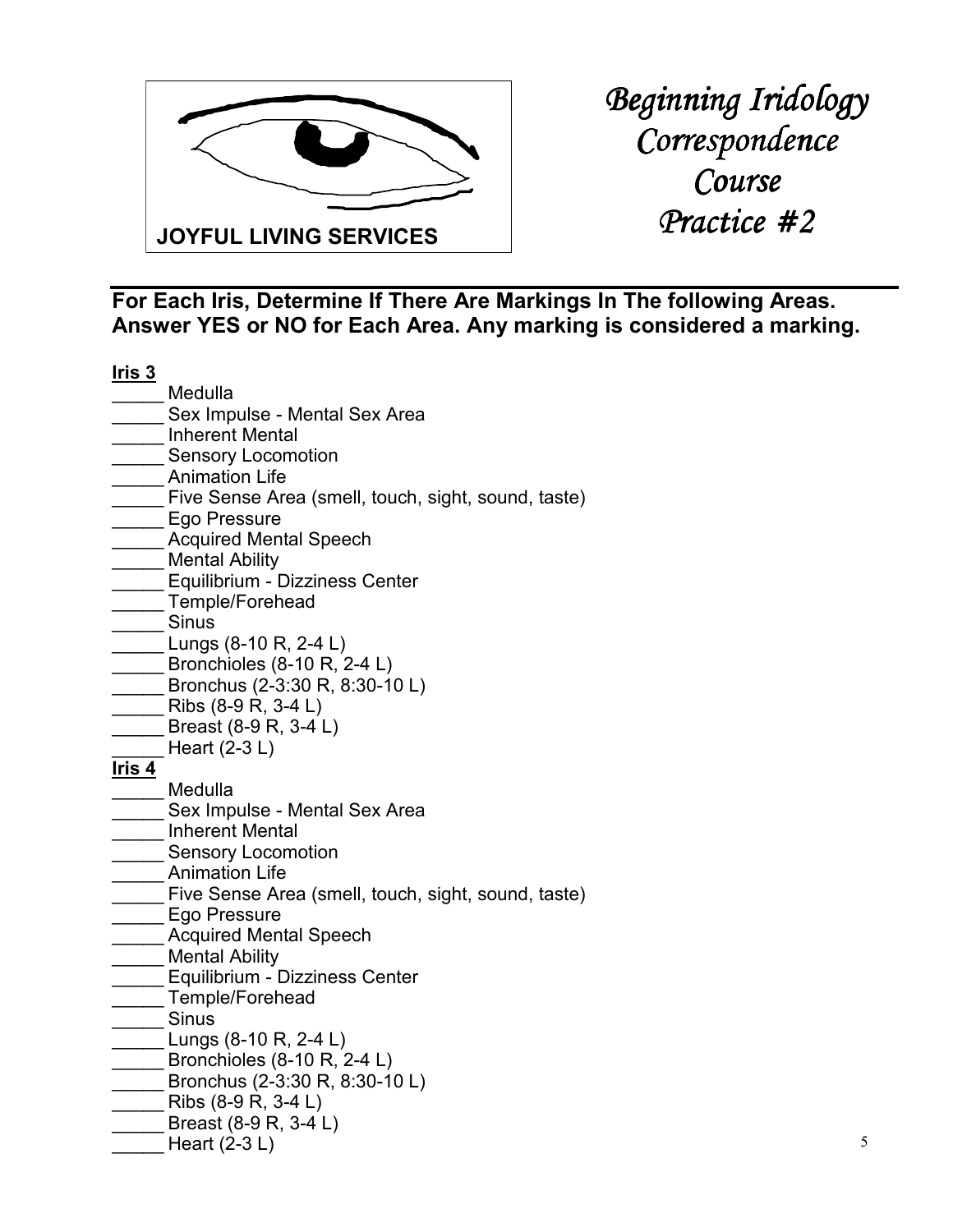JOYFUL LIVING SERVICES

# *Beginning Iridology Correspondence Course Practice #2*

---

**For Each Iris, Determine If There Are Markings In The following Areas. Answer YES or NO for Each Area. Any marking is considered a marking.**

**Iris 3**

_____ Medulla
_____ Sex Impulse - Mental Sex Area
_____ Inherent Mental
_____ Sensory Locomotion
_____ Animation Life
_____ Five Sense Area (smell, touch, sight, sound, taste)
_____ Ego Pressure
_____ Acquired Mental Speech
_____ Mental Ability
_____ Equilibrium - Dizziness Center
_____ Temple/Forehead
_____ Sinus
_____ Lungs (8-10 R, 2-4 L)
_____ Bronchioles (8-10 R, 2-4 L)
_____ Bronchus (2-3:30 R, 8:30-10 L)
_____ Ribs (8-9 R, 3-4 L)
_____ Breast (8-9 R, 3-4 L)
_____ Heart (2-3 L)

**Iris 4**

_____ Medulla
_____ Sex Impulse - Mental Sex Area
_____ Inherent Mental
_____ Sensory Locomotion
_____ Animation Life
_____ Five Sense Area (smell, touch, sight, sound, taste)
_____ Ego Pressure
_____ Acquired Mental Speech
_____ Mental Ability
_____ Equilibrium - Dizziness Center
_____ Temple/Forehead
_____ Sinus
_____ Lungs (8-10 R, 2-4 L)
_____ Bronchioles (8-10 R, 2-4 L)
_____ Bronchus (2-3:30 R, 8:30-10 L)
_____ Ribs (8-9 R, 3-4 L)
_____ Breast (8-9 R, 3-4 L)
_____ Heart (2-3 L)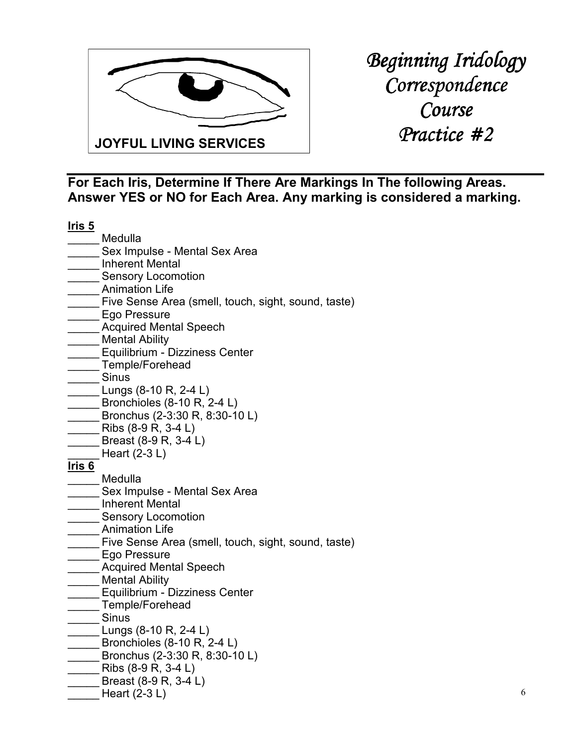JOYFUL LIVING SERVICES

# *Beginning Iridology Correspondence Course Practice #2*

**For Each Iris, Determine If There Are Markings In The following Areas. Answer YES or NO for Each Area. Any marking is considered a marking.**

**Iris 5**

_____ Medulla
_____ Sex Impulse - Mental Sex Area
_____ Inherent Mental
_____ Sensory Locomotion
_____ Animation Life
_____ Five Sense Area (smell, touch, sight, sound, taste)
_____ Ego Pressure
_____ Acquired Mental Speech
_____ Mental Ability
_____ Equilibrium - Dizziness Center
_____ Temple/Forehead
_____ Sinus
_____ Lungs (8-10 R, 2-4 L)
_____ Bronchioles (8-10 R, 2-4 L)
_____ Bronchus (2-3:30 R, 8:30-10 L)
_____ Ribs (8-9 R, 3-4 L)
_____ Breast (8-9 R, 3-4 L)
_____ Heart (2-3 L)

**Iris 6**

_____ Medulla
_____ Sex Impulse - Mental Sex Area
_____ Inherent Mental
_____ Sensory Locomotion
_____ Animation Life
_____ Five Sense Area (smell, touch, sight, sound, taste)
_____ Ego Pressure
_____ Acquired Mental Speech
_____ Mental Ability
_____ Equilibrium - Dizziness Center
_____ Temple/Forehead
_____ Sinus
_____ Lungs (8-10 R, 2-4 L)
_____ Bronchioles (8-10 R, 2-4 L)
_____ Bronchus (2-3:30 R, 8:30-10 L)
_____ Ribs (8-9 R, 3-4 L)
_____ Breast (8-9 R, 3-4 L)
_____ Heart (2-3 L)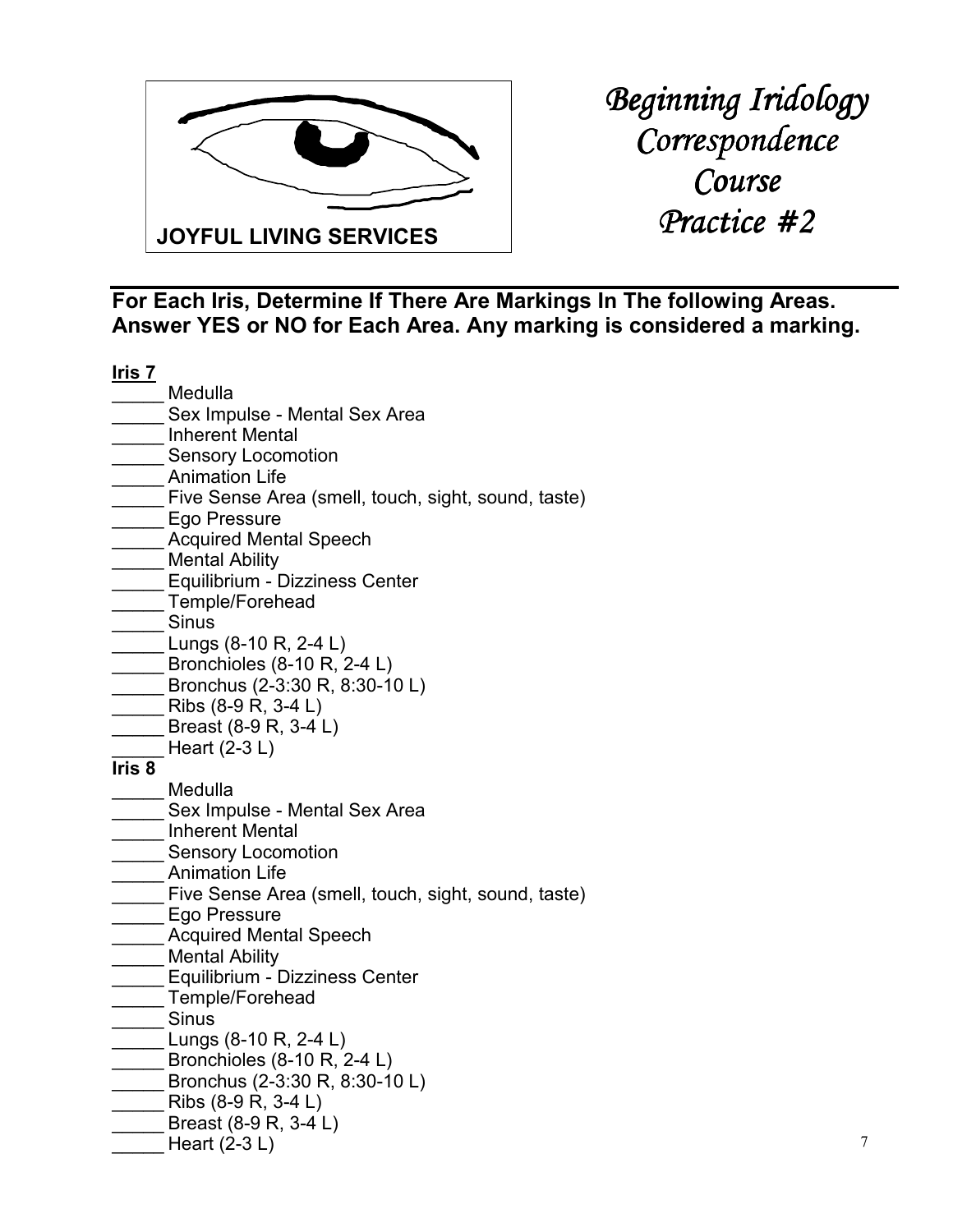JOYFUL LIVING SERVICES

# *Beginning Iridology Correspondence Course Practice #2*

**For Each Iris, Determine If There Are Markings In The following Areas. Answer YES or NO for Each Area. Any marking is considered a marking.**

**Iris 7**

_____ Medulla
_____ Sex Impulse - Mental Sex Area
_____ Inherent Mental
_____ Sensory Locomotion
_____ Animation Life
_____ Five Sense Area (smell, touch, sight, sound, taste)
_____ Ego Pressure
_____ Acquired Mental Speech
_____ Mental Ability
_____ Equilibrium - Dizziness Center
_____ Temple/Forehead
_____ Sinus
_____ Lungs (8-10 R, 2-4 L)
_____ Bronchioles (8-10 R, 2-4 L)
_____ Bronchus (2-3:30 R, 8:30-10 L)
_____ Ribs (8-9 R, 3-4 L)
_____ Breast (8-9 R, 3-4 L)
_____ Heart (2-3 L)

**Iris 8**

_____ Medulla
_____ Sex Impulse - Mental Sex Area
_____ Inherent Mental
_____ Sensory Locomotion
_____ Animation Life
_____ Five Sense Area (smell, touch, sight, sound, taste)
_____ Ego Pressure
_____ Acquired Mental Speech
_____ Mental Ability
_____ Equilibrium - Dizziness Center
_____ Temple/Forehead
_____ Sinus
_____ Lungs (8-10 R, 2-4 L)
_____ Bronchioles (8-10 R, 2-4 L)
_____ Bronchus (2-3:30 R, 8:30-10 L)
_____ Ribs (8-9 R, 3-4 L)
_____ Breast (8-9 R, 3-4 L)
_____ Heart (2-3 L)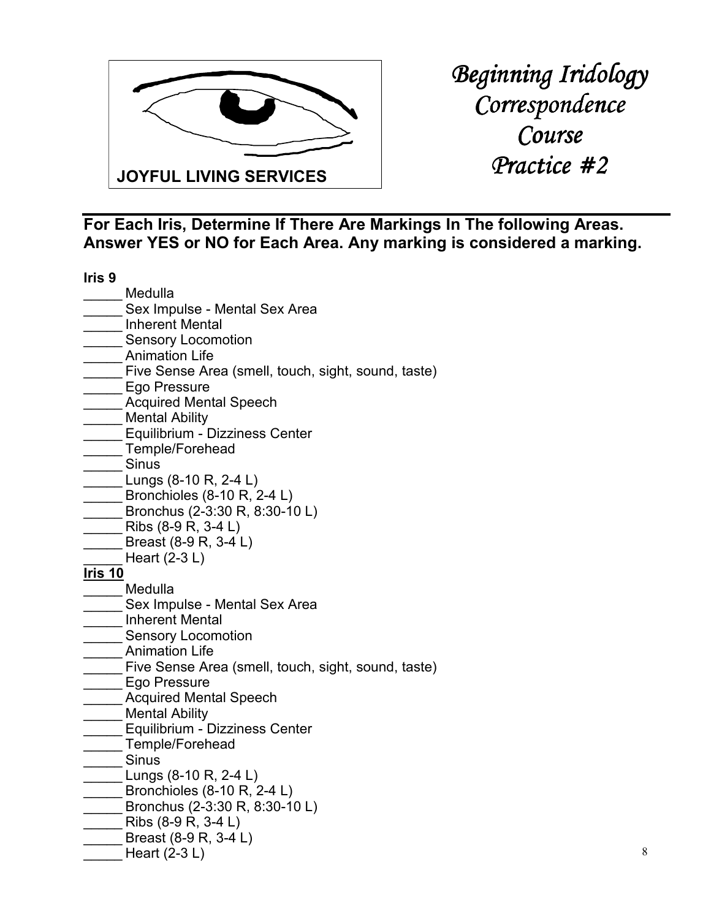**JOYFUL LIVING SERVICES**

# *Beginning Iridology Correspondence Course Practice #2*

---

**For Each Iris, Determine If There Are Markings In The following Areas. Answer YES or NO for Each Area. Any marking is considered a marking.**

**Iris 9**

_____ Medulla
_____ Sex Impulse - Mental Sex Area
_____ Inherent Mental
_____ Sensory Locomotion
_____ Animation Life
_____ Five Sense Area (smell, touch, sight, sound, taste)
_____ Ego Pressure
_____ Acquired Mental Speech
_____ Mental Ability
_____ Equilibrium - Dizziness Center
_____ Temple/Forehead
_____ Sinus
_____ Lungs (8-10 R, 2-4 L)
_____ Bronchioles (8-10 R, 2-4 L)
_____ Bronchus (2-3:30 R, 8:30-10 L)
_____ Ribs (8-9 R, 3-4 L)
_____ Breast (8-9 R, 3-4 L)
_____ Heart (2-3 L)

**<u>Iris 10</u>**

_____ Medulla
_____ Sex Impulse - Mental Sex Area
_____ Inherent Mental
_____ Sensory Locomotion
_____ Animation Life
_____ Five Sense Area (smell, touch, sight, sound, taste)
_____ Ego Pressure
_____ Acquired Mental Speech
_____ Mental Ability
_____ Equilibrium - Dizziness Center
_____ Temple/Forehead
_____ Sinus
_____ Lungs (8-10 R, 2-4 L)
_____ Bronchioles (8-10 R, 2-4 L)
_____ Bronchus (2-3:30 R, 8:30-10 L)
_____ Ribs (8-9 R, 3-4 L)
_____ Breast (8-9 R, 3-4 L)
_____ Heart (2-3 L)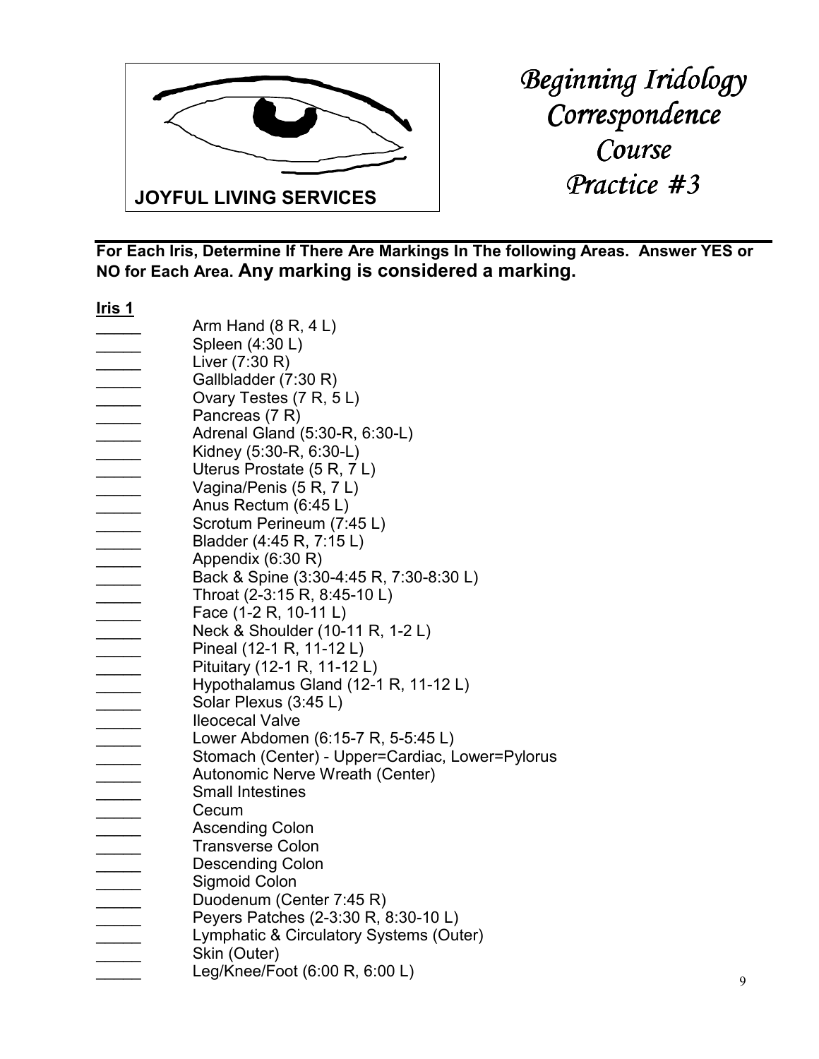**JOYFUL LIVING SERVICES**

# *Beginning Iridology Correspondence Course Practice #3*

---

**For Each Iris, Determine If There Are Markings In The following Areas. Answer YES or NO for Each Area. Any marking is considered a marking.**

**Iris 1**

_____ Arm Hand (8 R, 4 L)
_____ Spleen (4:30 L)
_____ Liver (7:30 R)
_____ Gallbladder (7:30 R)
_____ Ovary Testes (7 R, 5 L)
_____ Pancreas (7 R)
_____ Adrenal Gland (5:30-R, 6:30-L)
_____ Kidney (5:30-R, 6:30-L)
_____ Uterus Prostate (5 R, 7 L)
_____ Vagina/Penis (5 R, 7 L)
_____ Anus Rectum (6:45 L)
_____ Scrotum Perineum (7:45 L)
_____ Bladder (4:45 R, 7:15 L)
_____ Appendix (6:30 R)
_____ Back & Spine (3:30-4:45 R, 7:30-8:30 L)
_____ Throat (2-3:15 R, 8:45-10 L)
_____ Face (1-2 R, 10-11 L)
_____ Neck & Shoulder (10-11 R, 1-2 L)
_____ Pineal (12-1 R, 11-12 L)
_____ Pituitary (12-1 R, 11-12 L)
_____ Hypothalamus Gland (12-1 R, 11-12 L)
_____ Solar Plexus (3:45 L)
_____ Ileocecal Valve
_____ Lower Abdomen (6:15-7 R, 5-5:45 L)
_____ Stomach (Center) - Upper=Cardiac, Lower=Pylorus
_____ Autonomic Nerve Wreath (Center)
_____ Small Intestines
_____ Cecum
_____ Ascending Colon
_____ Transverse Colon
_____ Descending Colon
_____ Sigmoid Colon
_____ Duodenum (Center 7:45 R)
_____ Peyers Patches (2-3:30 R, 8:30-10 L)
_____ Lymphatic & Circulatory Systems (Outer)
_____ Skin (Outer)
_____ Leg/Knee/Foot (6:00 R, 6:00 L)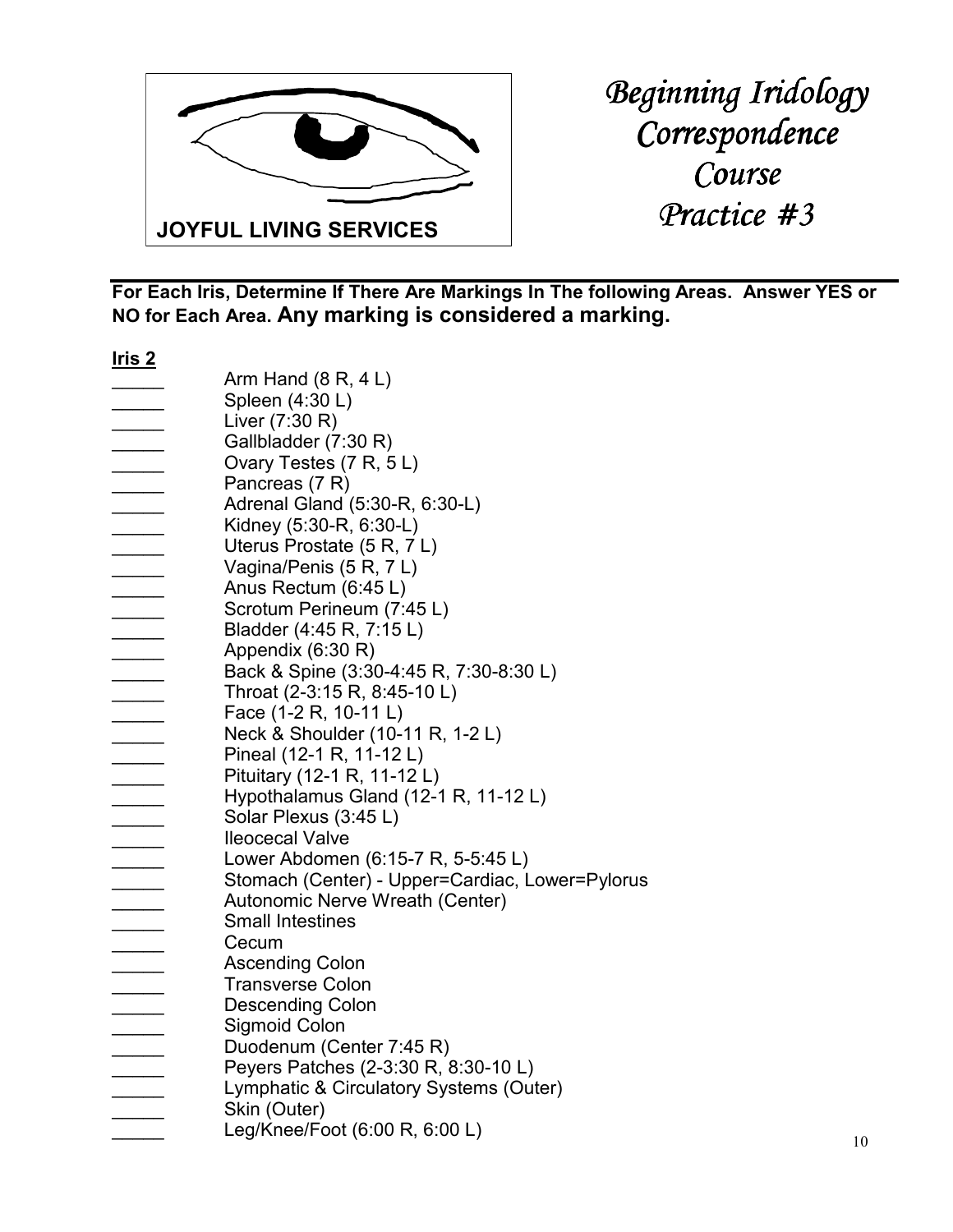JOYFUL LIVING SERVICES

# *Beginning Iridology Correspondence Course Practice #3*

**For Each Iris, Determine If There Are Markings In The following Areas. Answer YES or NO for Each Area. Any marking is considered a marking.**

**Iris 2**

_____ Arm Hand (8 R, 4 L)
_____ Spleen (4:30 L)
_____ Liver (7:30 R)
_____ Gallbladder (7:30 R)
_____ Ovary Testes (7 R, 5 L)
_____ Pancreas (7 R)
_____ Adrenal Gland (5:30-R, 6:30-L)
_____ Kidney (5:30-R, 6:30-L)
_____ Uterus Prostate (5 R, 7 L)
_____ Vagina/Penis (5 R, 7 L)
_____ Anus Rectum (6:45 L)
_____ Scrotum Perineum (7:45 L)
_____ Bladder (4:45 R, 7:15 L)
_____ Appendix (6:30 R)
_____ Back & Spine (3:30-4:45 R, 7:30-8:30 L)
_____ Throat (2-3:15 R, 8:45-10 L)
_____ Face (1-2 R, 10-11 L)
_____ Neck & Shoulder (10-11 R, 1-2 L)
_____ Pineal (12-1 R, 11-12 L)
_____ Pituitary (12-1 R, 11-12 L)
_____ Hypothalamus Gland (12-1 R, 11-12 L)
_____ Solar Plexus (3:45 L)
_____ Ileocecal Valve
_____ Lower Abdomen (6:15-7 R, 5-5:45 L)
_____ Stomach (Center) - Upper=Cardiac, Lower=Pylorus
_____ Autonomic Nerve Wreath (Center)
_____ Small Intestines
_____ Cecum
_____ Ascending Colon
_____ Transverse Colon
_____ Descending Colon
_____ Sigmoid Colon
_____ Duodenum (Center 7:45 R)
_____ Peyers Patches (2-3:30 R, 8:30-10 L)
_____ Lymphatic & Circulatory Systems (Outer)
_____ Skin (Outer)
_____ Leg/Knee/Foot (6:00 R, 6:00 L)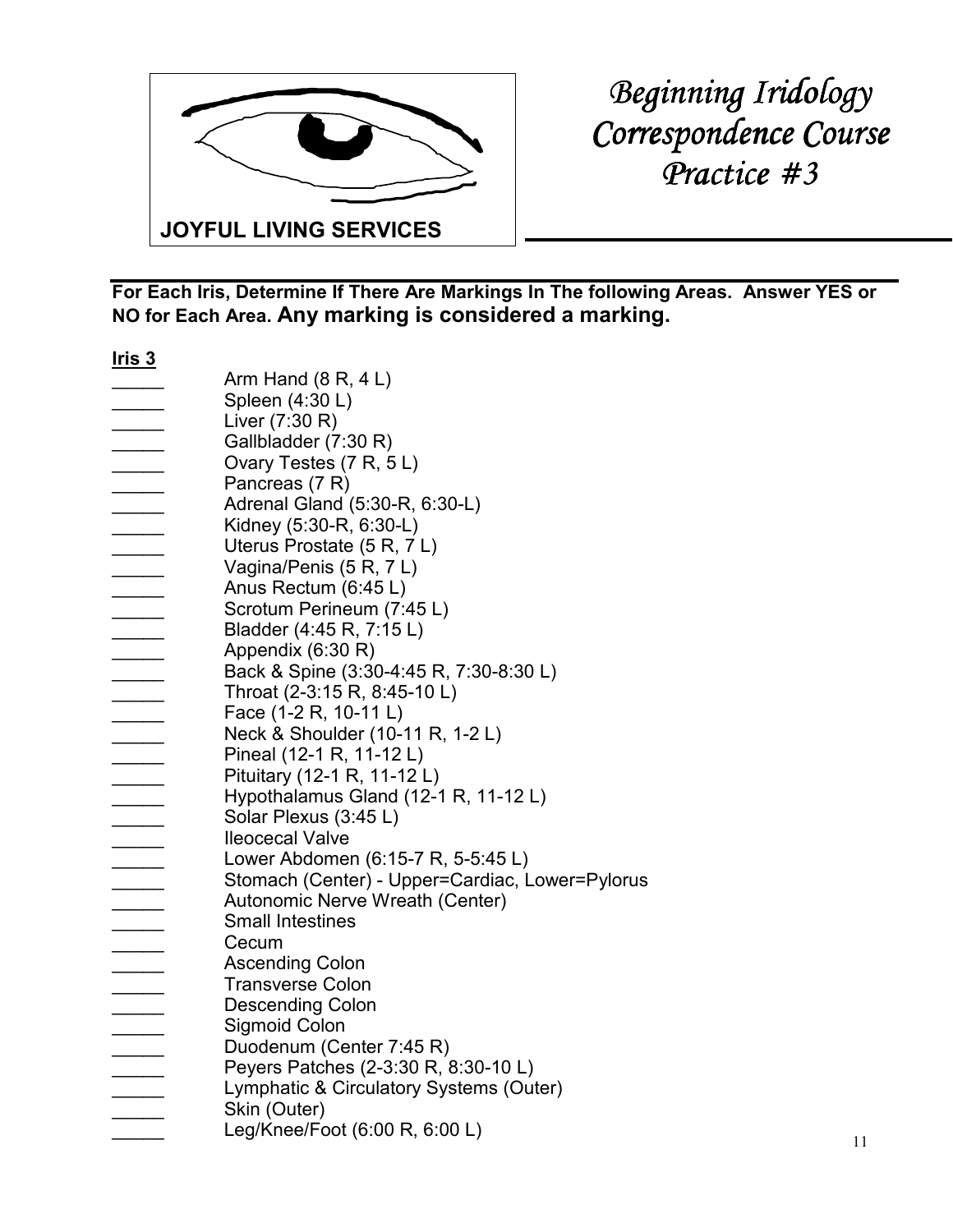JOYFUL LIVING SERVICES

# *Beginning Iridology Correspondence Course Practice #3*

**For Each Iris, Determine If There Are Markings In The following Areas. Answer YES or NO for Each Area. Any marking is considered a marking.**

**Iris 3**

_____ Arm Hand (8 R, 4 L)
_____ Spleen (4:30 L)
_____ Liver (7:30 R)
_____ Gallbladder (7:30 R)
_____ Ovary Testes (7 R, 5 L)
_____ Pancreas (7 R)
_____ Adrenal Gland (5:30-R, 6:30-L)
_____ Kidney (5:30-R, 6:30-L)
_____ Uterus Prostate (5 R, 7 L)
_____ Vagina/Penis (5 R, 7 L)
_____ Anus Rectum (6:45 L)
_____ Scrotum Perineum (7:45 L)
_____ Bladder (4:45 R, 7:15 L)
_____ Appendix (6:30 R)
_____ Back & Spine (3:30-4:45 R, 7:30-8:30 L)
_____ Throat (2-3:15 R, 8:45-10 L)
_____ Face (1-2 R, 10-11 L)
_____ Neck & Shoulder (10-11 R, 1-2 L)
_____ Pineal (12-1 R, 11-12 L)
_____ Pituitary (12-1 R, 11-12 L)
_____ Hypothalamus Gland (12-1 R, 11-12 L)
_____ Solar Plexus (3:45 L)
_____ Ileocecal Valve
_____ Lower Abdomen (6:15-7 R, 5-5:45 L)
_____ Stomach (Center) - Upper=Cardiac, Lower=Pylorus
_____ Autonomic Nerve Wreath (Center)
_____ Small Intestines
_____ Cecum
_____ Ascending Colon
_____ Transverse Colon
_____ Descending Colon
_____ Sigmoid Colon
_____ Duodenum (Center 7:45 R)
_____ Peyers Patches (2-3:30 R, 8:30-10 L)
_____ Lymphatic & Circulatory Systems (Outer)
_____ Skin (Outer)
_____ Leg/Knee/Foot (6:00 R, 6:00 L)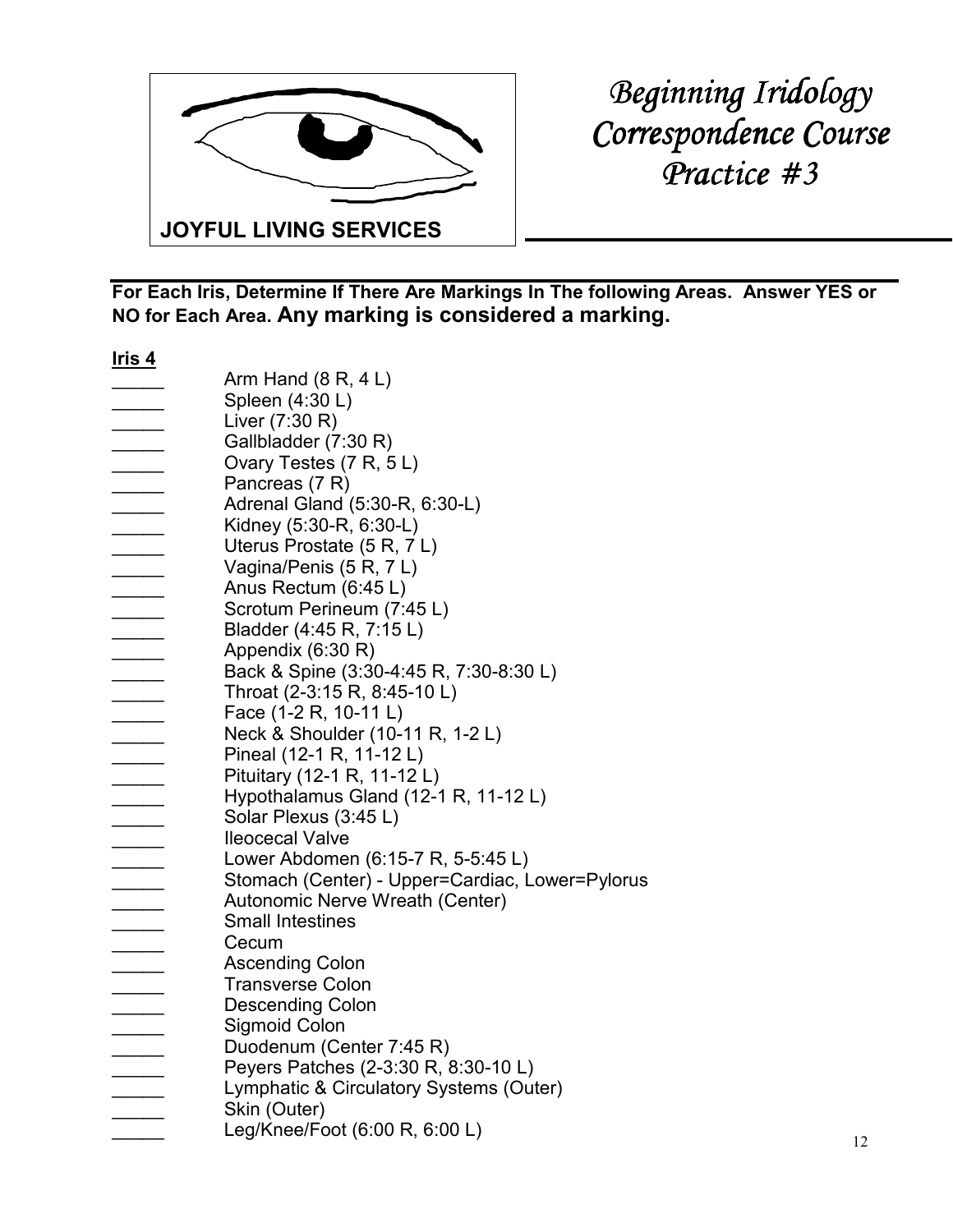**JOYFUL LIVING SERVICES**

# *Beginning Iridology Correspondence Course Practice #3*

**For Each Iris, Determine If There Are Markings In The following Areas. Answer YES or NO for Each Area. Any marking is considered a marking.**

**<u>Iris 4</u>**

_____ Arm Hand (8 R, 4 L)
_____ Spleen (4:30 L)
_____ Liver (7:30 R)
_____ Gallbladder (7:30 R)
_____ Ovary Testes (7 R, 5 L)
_____ Pancreas (7 R)
_____ Adrenal Gland (5:30-R, 6:30-L)
_____ Kidney (5:30-R, 6:30-L)
_____ Uterus Prostate (5 R, 7 L)
_____ Vagina/Penis (5 R, 7 L)
_____ Anus Rectum (6:45 L)
_____ Scrotum Perineum (7:45 L)
_____ Bladder (4:45 R, 7:15 L)
_____ Appendix (6:30 R)
_____ Back & Spine (3:30-4:45 R, 7:30-8:30 L)
_____ Throat (2-3:15 R, 8:45-10 L)
_____ Face (1-2 R, 10-11 L)
_____ Neck & Shoulder (10-11 R, 1-2 L)
_____ Pineal (12-1 R, 11-12 L)
_____ Pituitary (12-1 R, 11-12 L)
_____ Hypothalamus Gland (12-1 R, 11-12 L)
_____ Solar Plexus (3:45 L)
_____ Ileocecal Valve
_____ Lower Abdomen (6:15-7 R, 5-5:45 L)
_____ Stomach (Center) - Upper=Cardiac, Lower=Pylorus
_____ Autonomic Nerve Wreath (Center)
_____ Small Intestines
_____ Cecum
_____ Ascending Colon
_____ Transverse Colon
_____ Descending Colon
_____ Sigmoid Colon
_____ Duodenum (Center 7:45 R)
_____ Peyers Patches (2-3:30 R, 8:30-10 L)
_____ Lymphatic & Circulatory Systems (Outer)
_____ Skin (Outer)
_____ Leg/Knee/Foot (6:00 R, 6:00 L)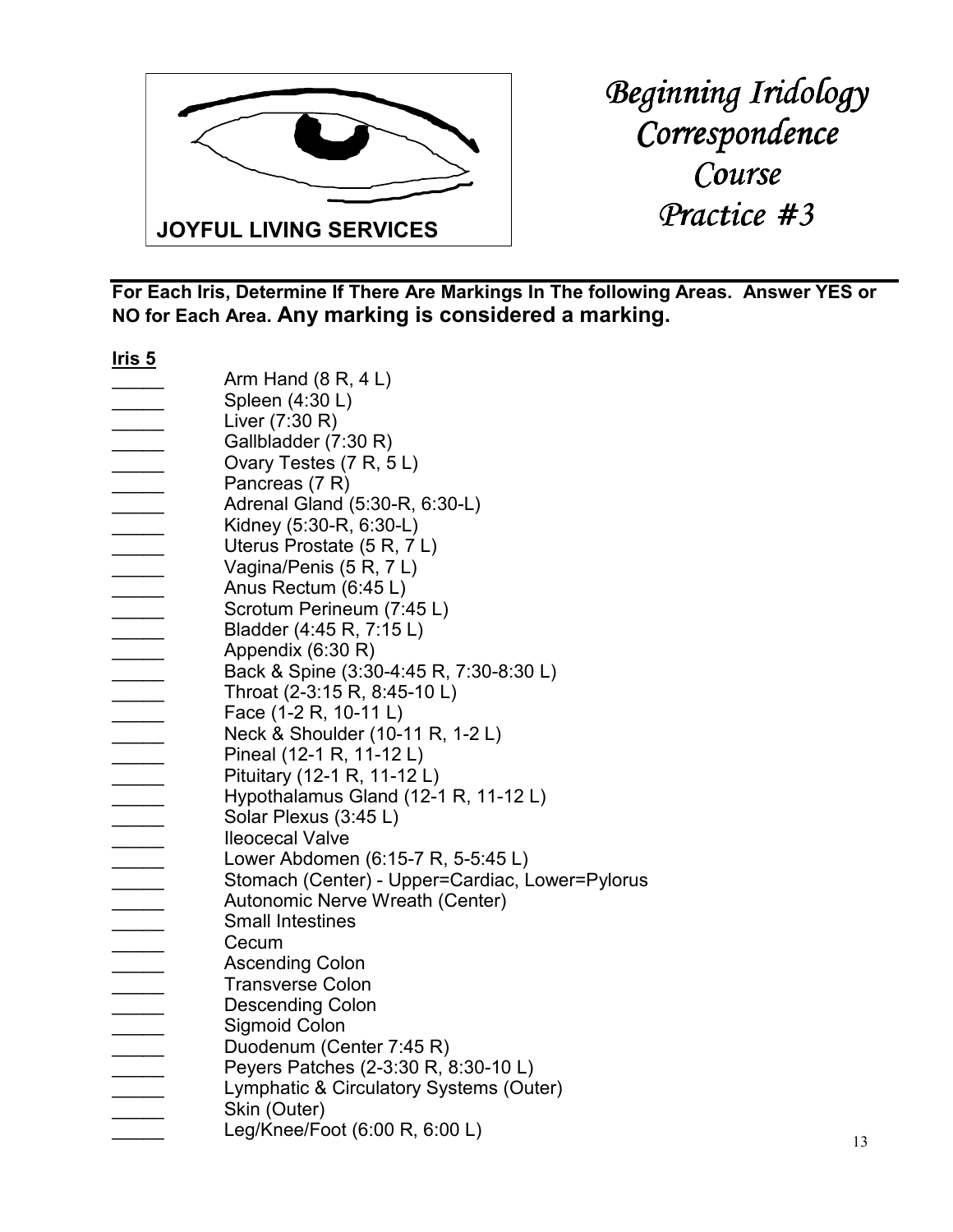JOYFUL LIVING SERVICES

# *Beginning Iridology Correspondence Course Practice #3*

**For Each Iris, Determine If There Are Markings In The following Areas. Answer YES or NO for Each Area. Any marking is considered a marking.**

**Iris 5**

_____ Arm Hand (8 R, 4 L)
_____ Spleen (4:30 L)
_____ Liver (7:30 R)
_____ Gallbladder (7:30 R)
_____ Ovary Testes (7 R, 5 L)
_____ Pancreas (7 R)
_____ Adrenal Gland (5:30-R, 6:30-L)
_____ Kidney (5:30-R, 6:30-L)
_____ Uterus Prostate (5 R, 7 L)
_____ Vagina/Penis (5 R, 7 L)
_____ Anus Rectum (6:45 L)
_____ Scrotum Perineum (7:45 L)
_____ Bladder (4:45 R, 7:15 L)
_____ Appendix (6:30 R)
_____ Back & Spine (3:30-4:45 R, 7:30-8:30 L)
_____ Throat (2-3:15 R, 8:45-10 L)
_____ Face (1-2 R, 10-11 L)
_____ Neck & Shoulder (10-11 R, 1-2 L)
_____ Pineal (12-1 R, 11-12 L)
_____ Pituitary (12-1 R, 11-12 L)
_____ Hypothalamus Gland (12-1 R, 11-12 L)
_____ Solar Plexus (3:45 L)
_____ Ileocecal Valve
_____ Lower Abdomen (6:15-7 R, 5-5:45 L)
_____ Stomach (Center) - Upper=Cardiac, Lower=Pylorus
_____ Autonomic Nerve Wreath (Center)
_____ Small Intestines
_____ Cecum
_____ Ascending Colon
_____ Transverse Colon
_____ Descending Colon
_____ Sigmoid Colon
_____ Duodenum (Center 7:45 R)
_____ Peyers Patches (2-3:30 R, 8:30-10 L)
_____ Lymphatic & Circulatory Systems (Outer)
_____ Skin (Outer)
_____ Leg/Knee/Foot (6:00 R, 6:00 L)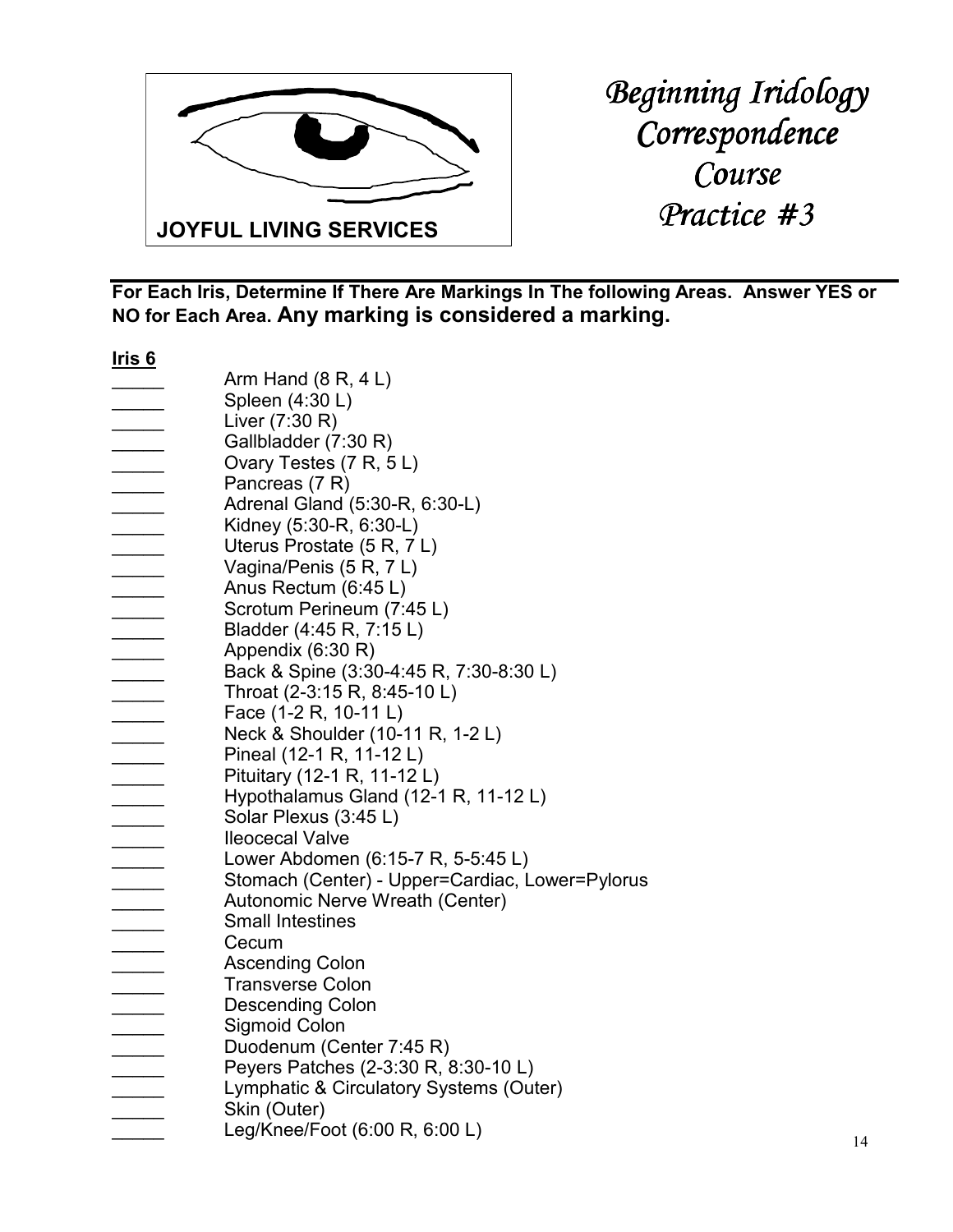JOYFUL LIVING SERVICES

# *Beginning Iridology Correspondence Course Practice #3*

**For Each Iris, Determine If There Are Markings In The following Areas. Answer YES or NO for Each Area. Any marking is considered a marking.**

**Iris 6**

_____ Arm Hand (8 R, 4 L)
_____ Spleen (4:30 L)
_____ Liver (7:30 R)
_____ Gallbladder (7:30 R)
_____ Ovary Testes (7 R, 5 L)
_____ Pancreas (7 R)
_____ Adrenal Gland (5:30-R, 6:30-L)
_____ Kidney (5:30-R, 6:30-L)
_____ Uterus Prostate (5 R, 7 L)
_____ Vagina/Penis (5 R, 7 L)
_____ Anus Rectum (6:45 L)
_____ Scrotum Perineum (7:45 L)
_____ Bladder (4:45 R, 7:15 L)
_____ Appendix (6:30 R)
_____ Back & Spine (3:30-4:45 R, 7:30-8:30 L)
_____ Throat (2-3:15 R, 8:45-10 L)
_____ Face (1-2 R, 10-11 L)
_____ Neck & Shoulder (10-11 R, 1-2 L)
_____ Pineal (12-1 R, 11-12 L)
_____ Pituitary (12-1 R, 11-12 L)
_____ Hypothalamus Gland (12-1 R, 11-12 L)
_____ Solar Plexus (3:45 L)
_____ Ileocecal Valve
_____ Lower Abdomen (6:15-7 R, 5-5:45 L)
_____ Stomach (Center) - Upper=Cardiac, Lower=Pylorus
_____ Autonomic Nerve Wreath (Center)
_____ Small Intestines
_____ Cecum
_____ Ascending Colon
_____ Transverse Colon
_____ Descending Colon
_____ Sigmoid Colon
_____ Duodenum (Center 7:45 R)
_____ Peyers Patches (2-3:30 R, 8:30-10 L)
_____ Lymphatic & Circulatory Systems (Outer)
_____ Skin (Outer)
_____ Leg/Knee/Foot (6:00 R, 6:00 L)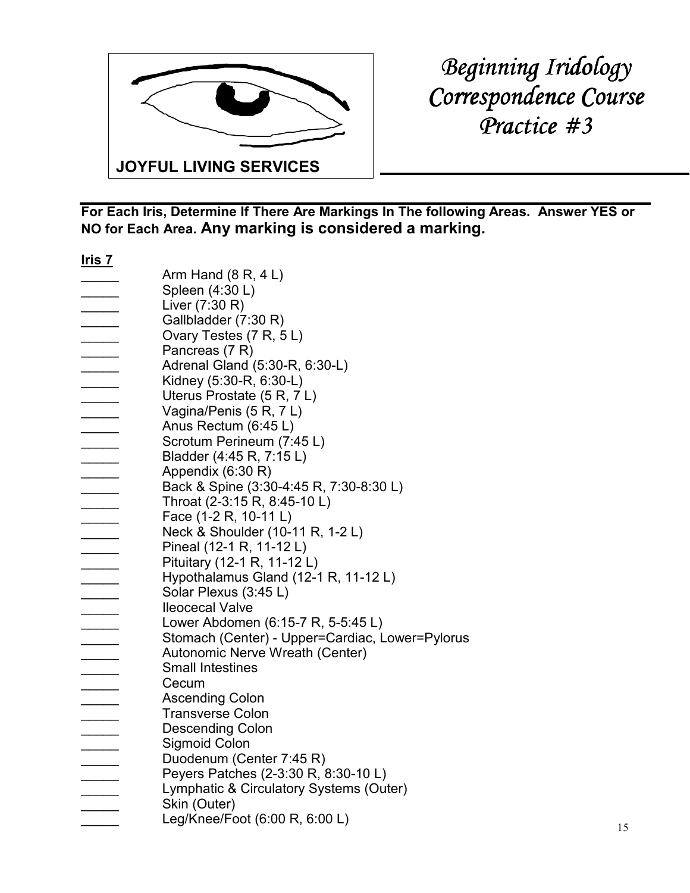**JOYFUL LIVING SERVICES**

# *Beginning Iridology Correspondence Course Practice #3*

**For Each Iris, Determine If There Are Markings In The following Areas. Answer YES or NO for Each Area. Any marking is considered a marking.**

**Iris 7**

_____ Arm Hand (8 R, 4 L)
_____ Spleen (4:30 L)
_____ Liver (7:30 R)
_____ Gallbladder (7:30 R)
_____ Ovary Testes (7 R, 5 L)
_____ Pancreas (7 R)
_____ Adrenal Gland (5:30-R, 6:30-L)
_____ Kidney (5:30-R, 6:30-L)
_____ Uterus Prostate (5 R, 7 L)
_____ Vagina/Penis (5 R, 7 L)
_____ Anus Rectum (6:45 L)
_____ Scrotum Perineum (7:45 L)
_____ Bladder (4:45 R, 7:15 L)
_____ Appendix (6:30 R)
_____ Back & Spine (3:30-4:45 R, 7:30-8:30 L)
_____ Throat (2-3:15 R, 8:45-10 L)
_____ Face (1-2 R, 10-11 L)
_____ Neck & Shoulder (10-11 R, 1-2 L)
_____ Pineal (12-1 R, 11-12 L)
_____ Pituitary (12-1 R, 11-12 L)
_____ Hypothalamus Gland (12-1 R, 11-12 L)
_____ Solar Plexus (3:45 L)
_____ Ileocecal Valve
_____ Lower Abdomen (6:15-7 R, 5-5:45 L)
_____ Stomach (Center) - Upper=Cardiac, Lower=Pylorus
_____ Autonomic Nerve Wreath (Center)
_____ Small Intestines
_____ Cecum
_____ Ascending Colon
_____ Transverse Colon
_____ Descending Colon
_____ Sigmoid Colon
_____ Duodenum (Center 7:45 R)
_____ Peyers Patches (2-3:30 R, 8:30-10 L)
_____ Lymphatic & Circulatory Systems (Outer)
_____ Skin (Outer)
_____ Leg/Knee/Foot (6:00 R, 6:00 L)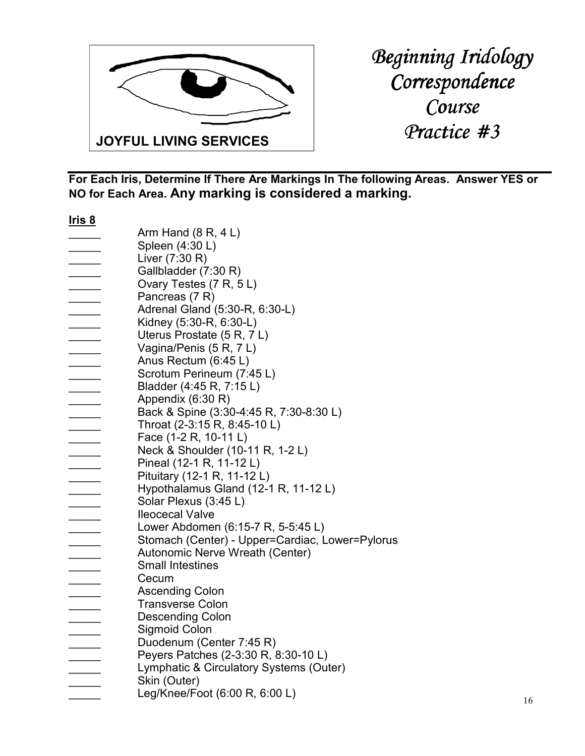JOYFUL LIVING SERVICES

# *Beginning Iridology Correspondence Course Practice #3*

---

**For Each Iris, Determine If There Are Markings In The following Areas. Answer YES or NO for Each Area. Any marking is considered a marking.**

**<u>Iris 8</u>**

_____ Arm Hand (8 R, 4 L)
_____ Spleen (4:30 L)
_____ Liver (7:30 R)
_____ Gallbladder (7:30 R)
_____ Ovary Testes (7 R, 5 L)
_____ Pancreas (7 R)
_____ Adrenal Gland (5:30-R, 6:30-L)
_____ Kidney (5:30-R, 6:30-L)
_____ Uterus Prostate (5 R, 7 L)
_____ Vagina/Penis (5 R, 7 L)
_____ Anus Rectum (6:45 L)
_____ Scrotum Perineum (7:45 L)
_____ Bladder (4:45 R, 7:15 L)
_____ Appendix (6:30 R)
_____ Back & Spine (3:30-4:45 R, 7:30-8:30 L)
_____ Throat (2-3:15 R, 8:45-10 L)
_____ Face (1-2 R, 10-11 L)
_____ Neck & Shoulder (10-11 R, 1-2 L)
_____ Pineal (12-1 R, 11-12 L)
_____ Pituitary (12-1 R, 11-12 L)
_____ Hypothalamus Gland (12-1 R, 11-12 L)
_____ Solar Plexus (3:45 L)
_____ Ileocecal Valve
_____ Lower Abdomen (6:15-7 R, 5-5:45 L)
_____ Stomach (Center) - Upper=Cardiac, Lower=Pylorus
_____ Autonomic Nerve Wreath (Center)
_____ Small Intestines
_____ Cecum
_____ Ascending Colon
_____ Transverse Colon
_____ Descending Colon
_____ Sigmoid Colon
_____ Duodenum (Center 7:45 R)
_____ Peyers Patches (2-3:30 R, 8:30-10 L)
_____ Lymphatic & Circulatory Systems (Outer)
_____ Skin (Outer)
_____ Leg/Knee/Foot (6:00 R, 6:00 L)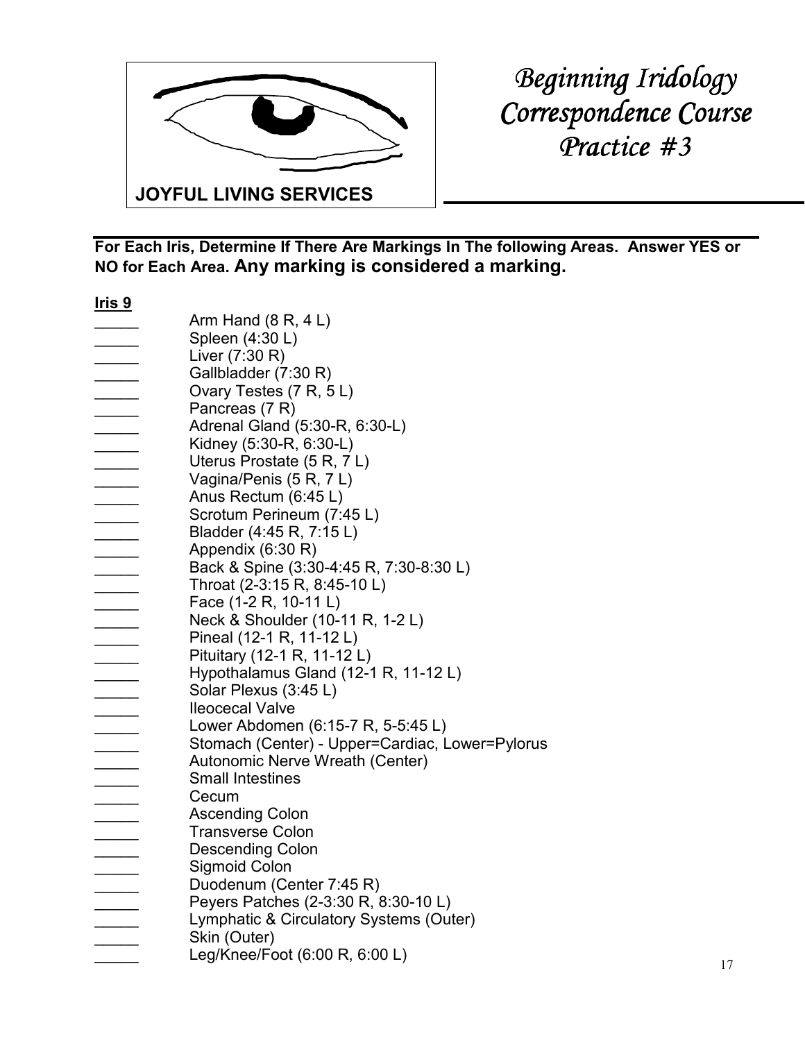**JOYFUL LIVING SERVICES**

# *Beginning Iridology Correspondence Course Practice #3*

**For Each Iris, Determine If There Are Markings In The following Areas. Answer YES or NO for Each Area. Any marking is considered a marking.**

**Iris 9**

_____ Arm Hand (8 R, 4 L)
_____ Spleen (4:30 L)
_____ Liver (7:30 R)
_____ Gallbladder (7:30 R)
_____ Ovary Testes (7 R, 5 L)
_____ Pancreas (7 R)
_____ Adrenal Gland (5:30-R, 6:30-L)
_____ Kidney (5:30-R, 6:30-L)
_____ Uterus Prostate (5 R, 7 L)
_____ Vagina/Penis (5 R, 7 L)
_____ Anus Rectum (6:45 L)
_____ Scrotum Perineum (7:45 L)
_____ Bladder (4:45 R, 7:15 L)
_____ Appendix (6:30 R)
_____ Back & Spine (3:30-4:45 R, 7:30-8:30 L)
_____ Throat (2-3:15 R, 8:45-10 L)
_____ Face (1-2 R, 10-11 L)
_____ Neck & Shoulder (10-11 R, 1-2 L)
_____ Pineal (12-1 R, 11-12 L)
_____ Pituitary (12-1 R, 11-12 L)
_____ Hypothalamus Gland (12-1 R, 11-12 L)
_____ Solar Plexus (3:45 L)
_____ Ileocecal Valve
_____ Lower Abdomen (6:15-7 R, 5-5:45 L)
_____ Stomach (Center) - Upper=Cardiac, Lower=Pylorus
_____ Autonomic Nerve Wreath (Center)
_____ Small Intestines
_____ Cecum
_____ Ascending Colon
_____ Transverse Colon
_____ Descending Colon
_____ Sigmoid Colon
_____ Duodenum (Center 7:45 R)
_____ Peyers Patches (2-3:30 R, 8:30-10 L)
_____ Lymphatic & Circulatory Systems (Outer)
_____ Skin (Outer)
_____ Leg/Knee/Foot (6:00 R, 6:00 L)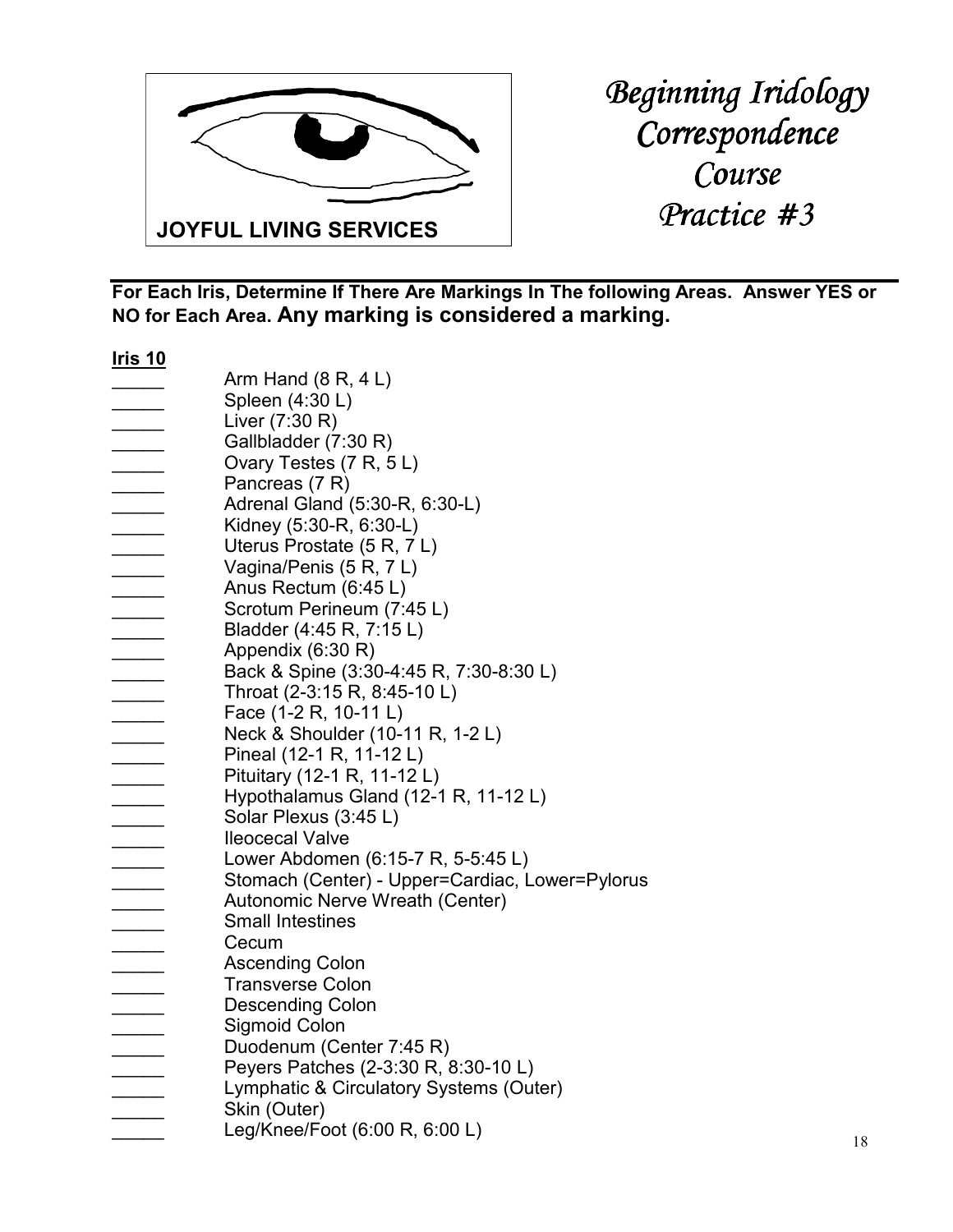**JOYFUL LIVING SERVICES**

# *Beginning Iridology Correspondence Course Practice #3*

**For Each Iris, Determine If There Are Markings In The following Areas. Answer YES or NO for Each Area. Any marking is considered a marking.**

**<u>Iris 10</u>**

_____ Arm Hand (8 R, 4 L)
_____ Spleen (4:30 L)
_____ Liver (7:30 R)
_____ Gallbladder (7:30 R)
_____ Ovary Testes (7 R, 5 L)
_____ Pancreas (7 R)
_____ Adrenal Gland (5:30-R, 6:30-L)
_____ Kidney (5:30-R, 6:30-L)
_____ Uterus Prostate (5 R, 7 L)
_____ Vagina/Penis (5 R, 7 L)
_____ Anus Rectum (6:45 L)
_____ Scrotum Perineum (7:45 L)
_____ Bladder (4:45 R, 7:15 L)
_____ Appendix (6:30 R)
_____ Back & Spine (3:30-4:45 R, 7:30-8:30 L)
_____ Throat (2-3:15 R, 8:45-10 L)
_____ Face (1-2 R, 10-11 L)
_____ Neck & Shoulder (10-11 R, 1-2 L)
_____ Pineal (12-1 R, 11-12 L)
_____ Pituitary (12-1 R, 11-12 L)
_____ Hypothalamus Gland (12-1 R, 11-12 L)
_____ Solar Plexus (3:45 L)
_____ Ileocecal Valve
_____ Lower Abdomen (6:15-7 R, 5-5:45 L)
_____ Stomach (Center) - Upper=Cardiac, Lower=Pylorus
_____ Autonomic Nerve Wreath (Center)
_____ Small Intestines
_____ Cecum
_____ Ascending Colon
_____ Transverse Colon
_____ Descending Colon
_____ Sigmoid Colon
_____ Duodenum (Center 7:45 R)
_____ Peyers Patches (2-3:30 R, 8:30-10 L)
_____ Lymphatic & Circulatory Systems (Outer)
_____ Skin (Outer)
_____ Leg/Knee/Foot (6:00 R, 6:00 L)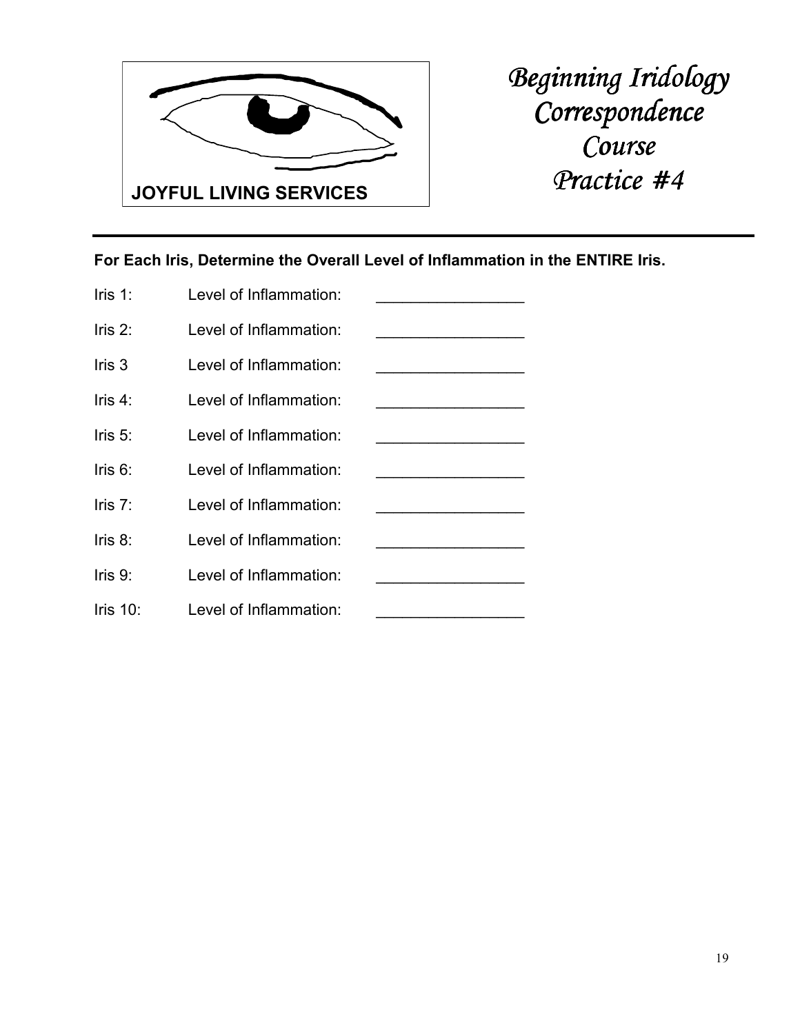JOYFUL LIVING SERVICES

# *Beginning Iridology Correspondence Course Practice #4*

---

**For Each Iris, Determine the Overall Level of Inflammation in the ENTIRE Iris.**

Iris 1: Level of Inflammation: _________________

Iris 2: Level of Inflammation: _________________

Iris 3 Level of Inflammation: _________________

Iris 4: Level of Inflammation: _________________

Iris 5: Level of Inflammation: _________________

Iris 6: Level of Inflammation: _________________

Iris 7: Level of Inflammation: _________________

Iris 8: Level of Inflammation: _________________

Iris 9: Level of Inflammation: _________________

Iris 10: Level of Inflammation: _________________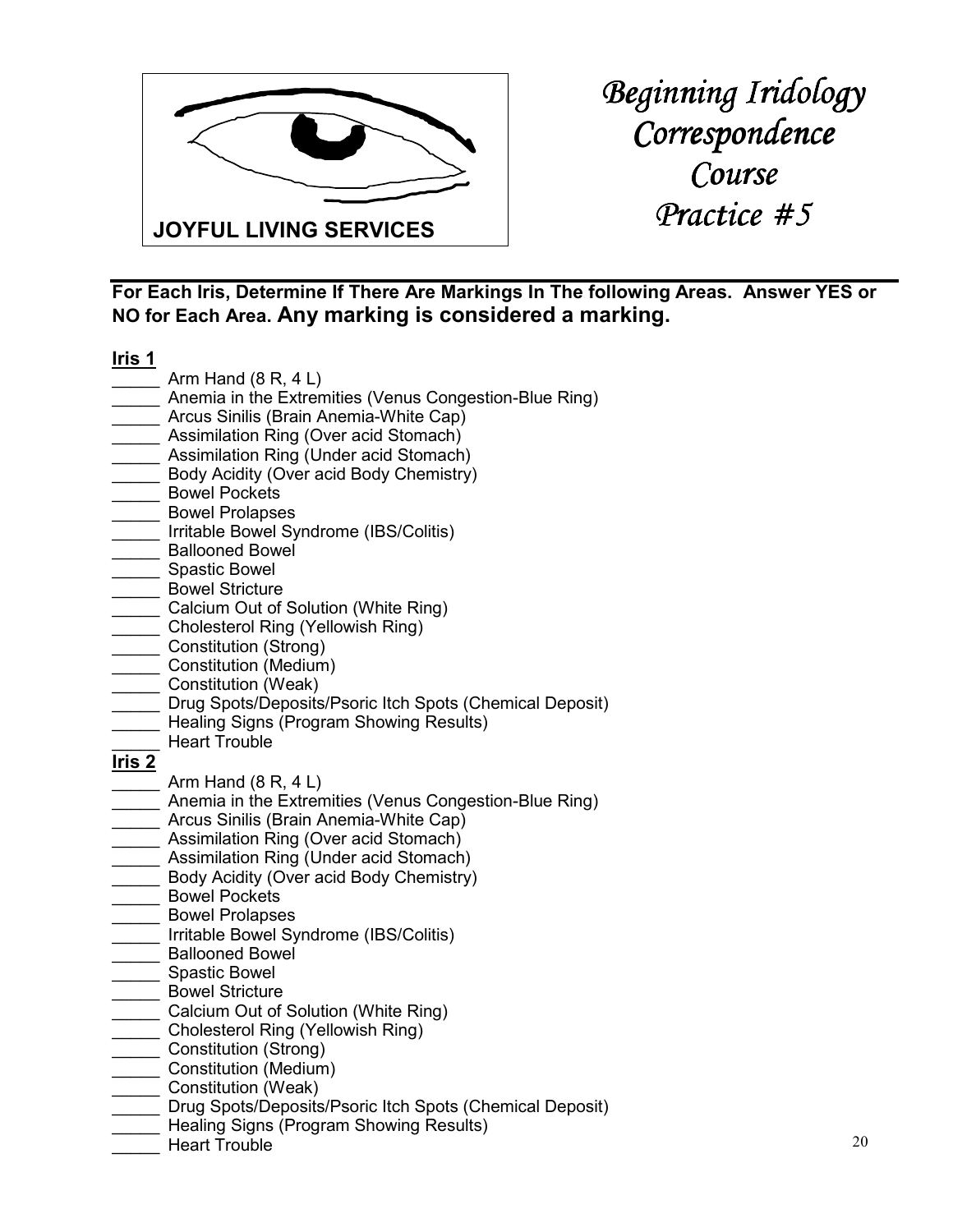**JOYFUL LIVING SERVICES**

# *Beginning Iridology Correspondence Course Practice #5*

---

**For Each Iris, Determine If There Are Markings In The following Areas. Answer YES or NO for Each Area. Any marking is considered a marking.**

**Iris 1**

_____ Arm Hand (8 R, 4 L)
_____ Anemia in the Extremities (Venus Congestion-Blue Ring)
_____ Arcus Sinilis (Brain Anemia-White Cap)
_____ Assimilation Ring (Over acid Stomach)
_____ Assimilation Ring (Under acid Stomach)
_____ Body Acidity (Over acid Body Chemistry)
_____ Bowel Pockets
_____ Bowel Prolapses
_____ Irritable Bowel Syndrome (IBS/Colitis)
_____ Ballooned Bowel
_____ Spastic Bowel
_____ Bowel Stricture
_____ Calcium Out of Solution (White Ring)
_____ Cholesterol Ring (Yellowish Ring)
_____ Constitution (Strong)
_____ Constitution (Medium)
_____ Constitution (Weak)
_____ Drug Spots/Deposits/Psoric Itch Spots (Chemical Deposit)
_____ Healing Signs (Program Showing Results)
_____ Heart Trouble

**Iris 2**

_____ Arm Hand (8 R, 4 L)
_____ Anemia in the Extremities (Venus Congestion-Blue Ring)
_____ Arcus Sinilis (Brain Anemia-White Cap)
_____ Assimilation Ring (Over acid Stomach)
_____ Assimilation Ring (Under acid Stomach)
_____ Body Acidity (Over acid Body Chemistry)
_____ Bowel Pockets
_____ Bowel Prolapses
_____ Irritable Bowel Syndrome (IBS/Colitis)
_____ Ballooned Bowel
_____ Spastic Bowel
_____ Bowel Stricture
_____ Calcium Out of Solution (White Ring)
_____ Cholesterol Ring (Yellowish Ring)
_____ Constitution (Strong)
_____ Constitution (Medium)
_____ Constitution (Weak)
_____ Drug Spots/Deposits/Psoric Itch Spots (Chemical Deposit)
_____ Healing Signs (Program Showing Results)
_____ Heart Trouble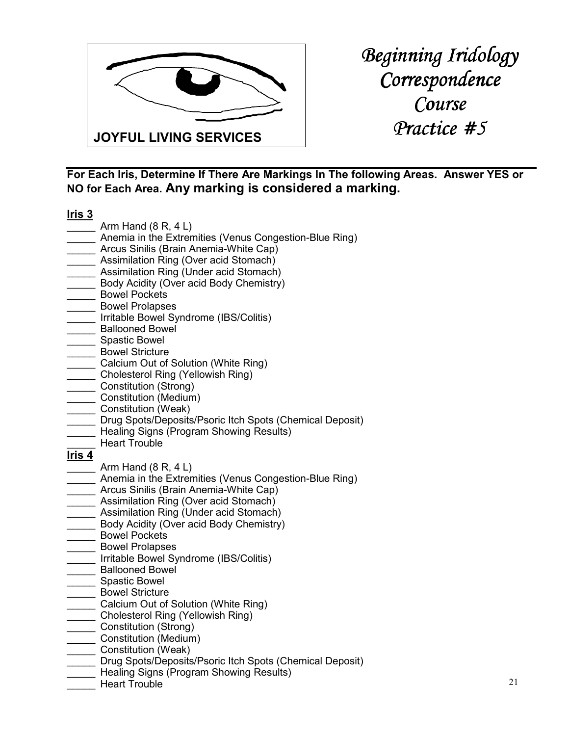JOYFUL LIVING SERVICES

# Beginning Iridology Correspondence Course Practice #5

**For Each Iris, Determine If There Are Markings In The following Areas. Answer YES or NO for Each Area. Any marking is considered a marking.**

**Iris 3**

_____ Arm Hand (8 R, 4 L)
_____ Anemia in the Extremities (Venus Congestion-Blue Ring)
_____ Arcus Sinilis (Brain Anemia-White Cap)
_____ Assimilation Ring (Over acid Stomach)
_____ Assimilation Ring (Under acid Stomach)
_____ Body Acidity (Over acid Body Chemistry)
_____ Bowel Pockets
_____ Bowel Prolapses
_____ Irritable Bowel Syndrome (IBS/Colitis)
_____ Ballooned Bowel
_____ Spastic Bowel
_____ Bowel Stricture
_____ Calcium Out of Solution (White Ring)
_____ Cholesterol Ring (Yellowish Ring)
_____ Constitution (Strong)
_____ Constitution (Medium)
_____ Constitution (Weak)
_____ Drug Spots/Deposits/Psoric Itch Spots (Chemical Deposit)
_____ Healing Signs (Program Showing Results)
_____ Heart Trouble

**Iris 4**

_____ Arm Hand (8 R, 4 L)
_____ Anemia in the Extremities (Venus Congestion-Blue Ring)
_____ Arcus Sinilis (Brain Anemia-White Cap)
_____ Assimilation Ring (Over acid Stomach)
_____ Assimilation Ring (Under acid Stomach)
_____ Body Acidity (Over acid Body Chemistry)
_____ Bowel Pockets
_____ Bowel Prolapses
_____ Irritable Bowel Syndrome (IBS/Colitis)
_____ Ballooned Bowel
_____ Spastic Bowel
_____ Bowel Stricture
_____ Calcium Out of Solution (White Ring)
_____ Cholesterol Ring (Yellowish Ring)
_____ Constitution (Strong)
_____ Constitution (Medium)
_____ Constitution (Weak)
_____ Drug Spots/Deposits/Psoric Itch Spots (Chemical Deposit)
_____ Healing Signs (Program Showing Results)
_____ Heart Trouble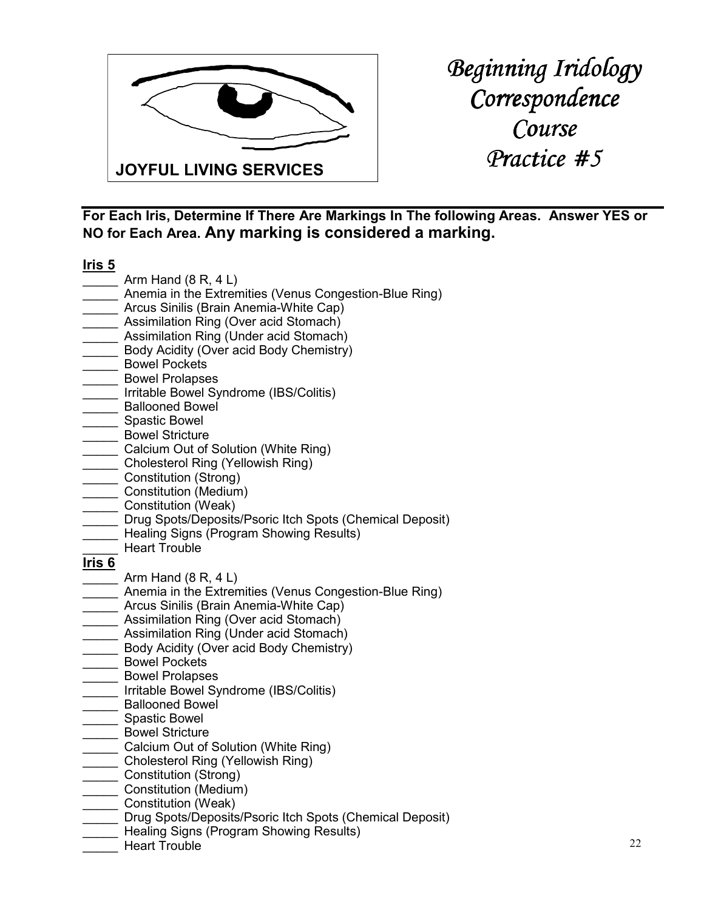JOYFUL LIVING SERVICES

# *Beginning Iridology Correspondence Course Practice #5*

**For Each Iris, Determine If There Are Markings In The following Areas. Answer YES or NO for Each Area. Any marking is considered a marking.**

**Iris 5**

_____ Arm Hand (8 R, 4 L)
_____ Anemia in the Extremities (Venus Congestion-Blue Ring)
_____ Arcus Sinilis (Brain Anemia-White Cap)
_____ Assimilation Ring (Over acid Stomach)
_____ Assimilation Ring (Under acid Stomach)
_____ Body Acidity (Over acid Body Chemistry)
_____ Bowel Pockets
_____ Bowel Prolapses
_____ Irritable Bowel Syndrome (IBS/Colitis)
_____ Ballooned Bowel
_____ Spastic Bowel
_____ Bowel Stricture
_____ Calcium Out of Solution (White Ring)
_____ Cholesterol Ring (Yellowish Ring)
_____ Constitution (Strong)
_____ Constitution (Medium)
_____ Constitution (Weak)
_____ Drug Spots/Deposits/Psoric Itch Spots (Chemical Deposit)
_____ Healing Signs (Program Showing Results)
_____ Heart Trouble

**Iris 6**

_____ Arm Hand (8 R, 4 L)
_____ Anemia in the Extremities (Venus Congestion-Blue Ring)
_____ Arcus Sinilis (Brain Anemia-White Cap)
_____ Assimilation Ring (Over acid Stomach)
_____ Assimilation Ring (Under acid Stomach)
_____ Body Acidity (Over acid Body Chemistry)
_____ Bowel Pockets
_____ Bowel Prolapses
_____ Irritable Bowel Syndrome (IBS/Colitis)
_____ Ballooned Bowel
_____ Spastic Bowel
_____ Bowel Stricture
_____ Calcium Out of Solution (White Ring)
_____ Cholesterol Ring (Yellowish Ring)
_____ Constitution (Strong)
_____ Constitution (Medium)
_____ Constitution (Weak)
_____ Drug Spots/Deposits/Psoric Itch Spots (Chemical Deposit)
_____ Healing Signs (Program Showing Results)
_____ Heart Trouble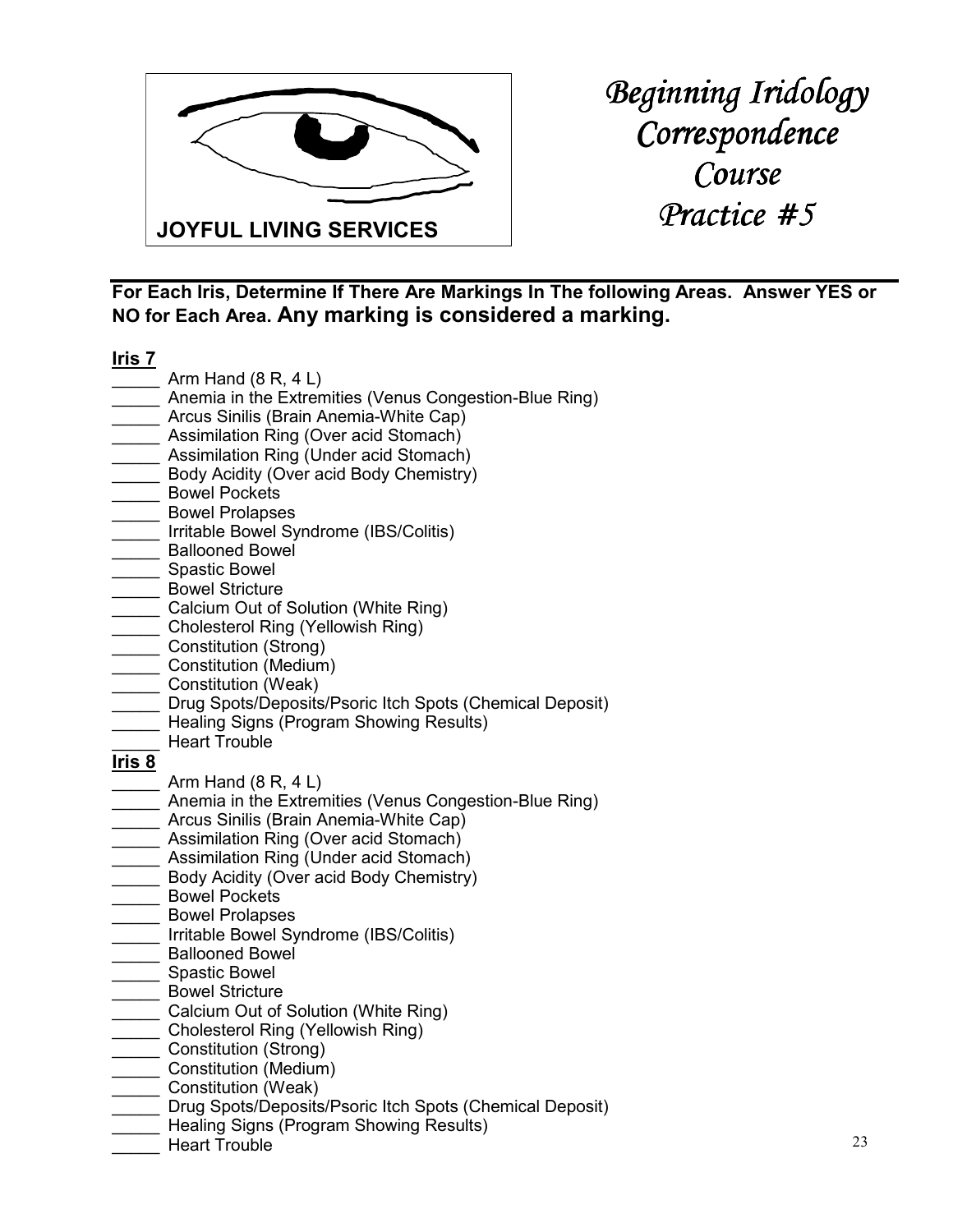JOYFUL LIVING SERVICES

# *Beginning Iridology Correspondence Course Practice #5*

**For Each Iris, Determine If There Are Markings In The following Areas. Answer YES or NO for Each Area. Any marking is considered a marking.**

**Iris 7**

_____ Arm Hand (8 R, 4 L)
_____ Anemia in the Extremities (Venus Congestion-Blue Ring)
_____ Arcus Sinilis (Brain Anemia-White Cap)
_____ Assimilation Ring (Over acid Stomach)
_____ Assimilation Ring (Under acid Stomach)
_____ Body Acidity (Over acid Body Chemistry)
_____ Bowel Pockets
_____ Bowel Prolapses
_____ Irritable Bowel Syndrome (IBS/Colitis)
_____ Ballooned Bowel
_____ Spastic Bowel
_____ Bowel Stricture
_____ Calcium Out of Solution (White Ring)
_____ Cholesterol Ring (Yellowish Ring)
_____ Constitution (Strong)
_____ Constitution (Medium)
_____ Constitution (Weak)
_____ Drug Spots/Deposits/Psoric Itch Spots (Chemical Deposit)
_____ Healing Signs (Program Showing Results)
_____ Heart Trouble

**Iris 8**

_____ Arm Hand (8 R, 4 L)
_____ Anemia in the Extremities (Venus Congestion-Blue Ring)
_____ Arcus Sinilis (Brain Anemia-White Cap)
_____ Assimilation Ring (Over acid Stomach)
_____ Assimilation Ring (Under acid Stomach)
_____ Body Acidity (Over acid Body Chemistry)
_____ Bowel Pockets
_____ Bowel Prolapses
_____ Irritable Bowel Syndrome (IBS/Colitis)
_____ Ballooned Bowel
_____ Spastic Bowel
_____ Bowel Stricture
_____ Calcium Out of Solution (White Ring)
_____ Cholesterol Ring (Yellowish Ring)
_____ Constitution (Strong)
_____ Constitution (Medium)
_____ Constitution (Weak)
_____ Drug Spots/Deposits/Psoric Itch Spots (Chemical Deposit)
_____ Healing Signs (Program Showing Results)
_____ Heart Trouble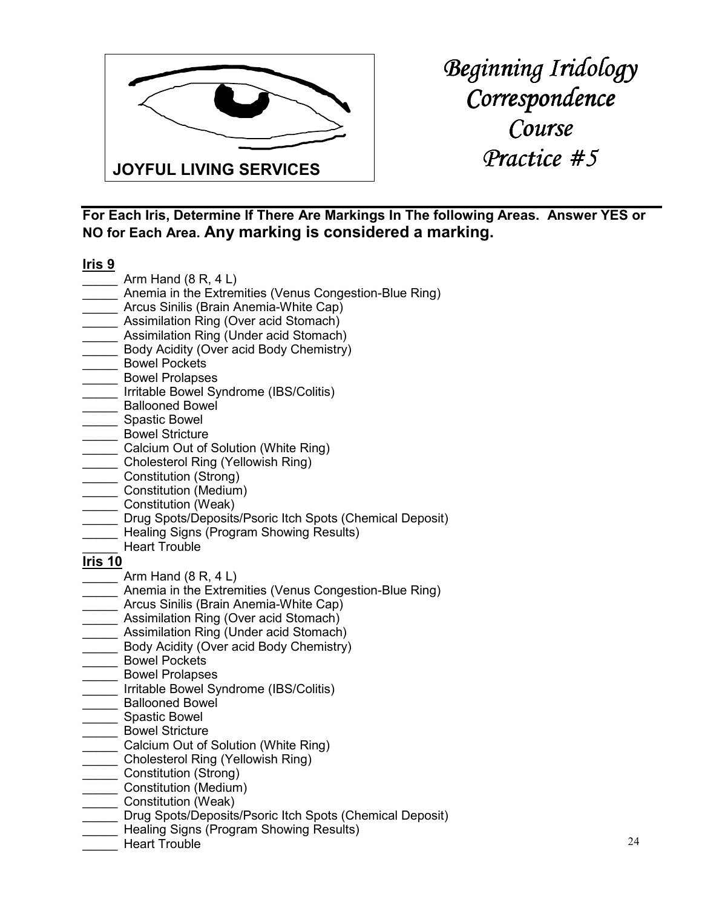JOYFUL LIVING SERVICES

# *Beginning Iridology Correspondence Course Practice #5*

**For Each Iris, Determine If There Are Markings In The following Areas. Answer YES or NO for Each Area. Any marking is considered a marking.**

**Iris 9**

_____ Arm Hand (8 R, 4 L)
_____ Anemia in the Extremities (Venus Congestion-Blue Ring)
_____ Arcus Sinilis (Brain Anemia-White Cap)
_____ Assimilation Ring (Over acid Stomach)
_____ Assimilation Ring (Under acid Stomach)
_____ Body Acidity (Over acid Body Chemistry)
_____ Bowel Pockets
_____ Bowel Prolapses
_____ Irritable Bowel Syndrome (IBS/Colitis)
_____ Ballooned Bowel
_____ Spastic Bowel
_____ Bowel Stricture
_____ Calcium Out of Solution (White Ring)
_____ Cholesterol Ring (Yellowish Ring)
_____ Constitution (Strong)
_____ Constitution (Medium)
_____ Constitution (Weak)
_____ Drug Spots/Deposits/Psoric Itch Spots (Chemical Deposit)
_____ Healing Signs (Program Showing Results)
_____ Heart Trouble

**Iris 10**

_____ Arm Hand (8 R, 4 L)
_____ Anemia in the Extremities (Venus Congestion-Blue Ring)
_____ Arcus Sinilis (Brain Anemia-White Cap)
_____ Assimilation Ring (Over acid Stomach)
_____ Assimilation Ring (Under acid Stomach)
_____ Body Acidity (Over acid Body Chemistry)
_____ Bowel Pockets
_____ Bowel Prolapses
_____ Irritable Bowel Syndrome (IBS/Colitis)
_____ Ballooned Bowel
_____ Spastic Bowel
_____ Bowel Stricture
_____ Calcium Out of Solution (White Ring)
_____ Cholesterol Ring (Yellowish Ring)
_____ Constitution (Strong)
_____ Constitution (Medium)
_____ Constitution (Weak)
_____ Drug Spots/Deposits/Psoric Itch Spots (Chemical Deposit)
_____ Healing Signs (Program Showing Results)
_____ Heart Trouble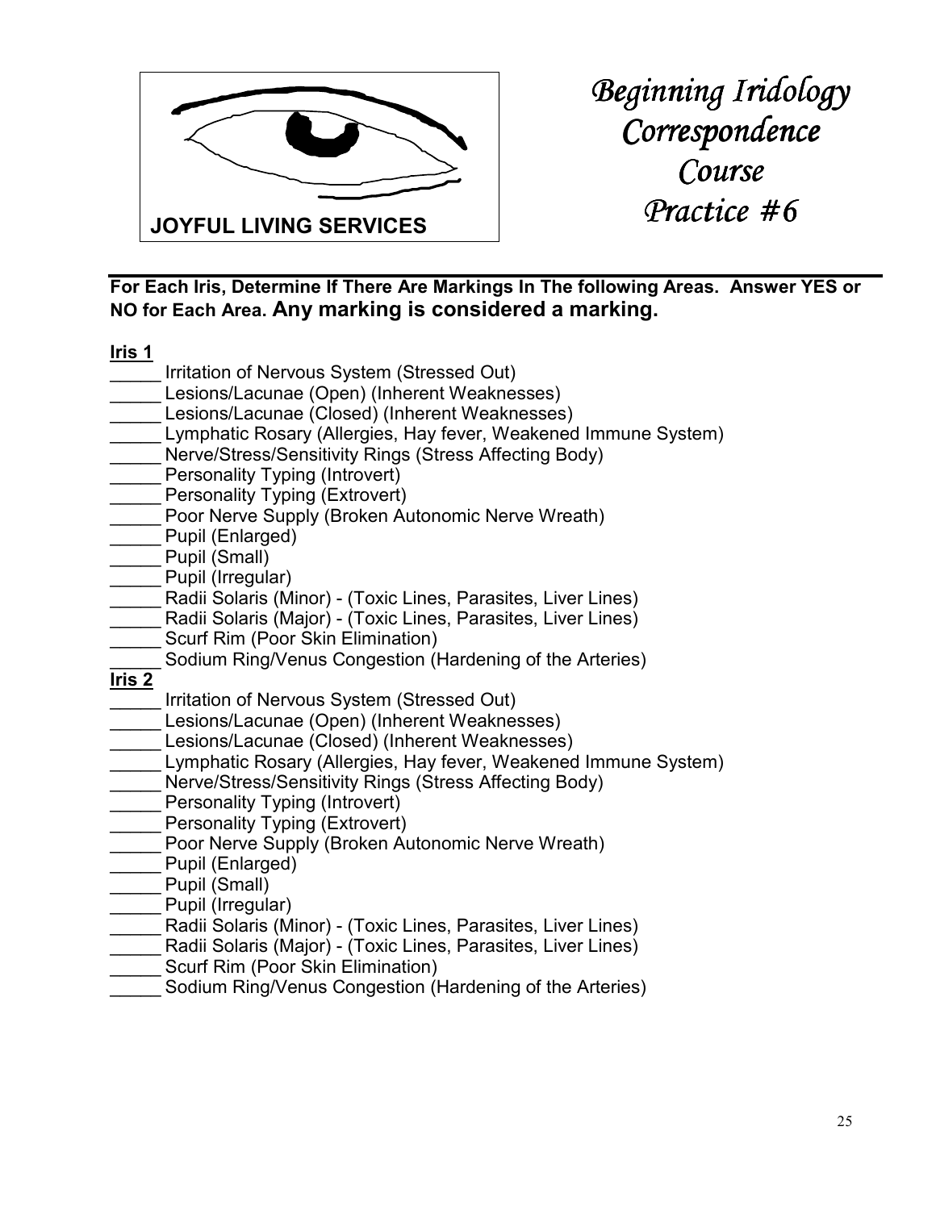JOYFUL LIVING SERVICES

# *Beginning Iridology Correspondence Course Practice #6*

---

**For Each Iris, Determine If There Are Markings In The following Areas. Answer YES or NO for Each Area. Any marking is considered a marking.**

**Iris 1**

_____ Irritation of Nervous System (Stressed Out)
_____ Lesions/Lacunae (Open) (Inherent Weaknesses)
_____ Lesions/Lacunae (Closed) (Inherent Weaknesses)
_____ Lymphatic Rosary (Allergies, Hay fever, Weakened Immune System)
_____ Nerve/Stress/Sensitivity Rings (Stress Affecting Body)
_____ Personality Typing (Introvert)
_____ Personality Typing (Extrovert)
_____ Poor Nerve Supply (Broken Autonomic Nerve Wreath)
_____ Pupil (Enlarged)
_____ Pupil (Small)
_____ Pupil (Irregular)
_____ Radii Solaris (Minor) - (Toxic Lines, Parasites, Liver Lines)
_____ Radii Solaris (Major) - (Toxic Lines, Parasites, Liver Lines)
_____ Scurf Rim (Poor Skin Elimination)
_____ Sodium Ring/Venus Congestion (Hardening of the Arteries)

**Iris 2**

_____ Irritation of Nervous System (Stressed Out)
_____ Lesions/Lacunae (Open) (Inherent Weaknesses)
_____ Lesions/Lacunae (Closed) (Inherent Weaknesses)
_____ Lymphatic Rosary (Allergies, Hay fever, Weakened Immune System)
_____ Nerve/Stress/Sensitivity Rings (Stress Affecting Body)
_____ Personality Typing (Introvert)
_____ Personality Typing (Extrovert)
_____ Poor Nerve Supply (Broken Autonomic Nerve Wreath)
_____ Pupil (Enlarged)
_____ Pupil (Small)
_____ Pupil (Irregular)
_____ Radii Solaris (Minor) - (Toxic Lines, Parasites, Liver Lines)
_____ Radii Solaris (Major) - (Toxic Lines, Parasites, Liver Lines)
_____ Scurf Rim (Poor Skin Elimination)
_____ Sodium Ring/Venus Congestion (Hardening of the Arteries)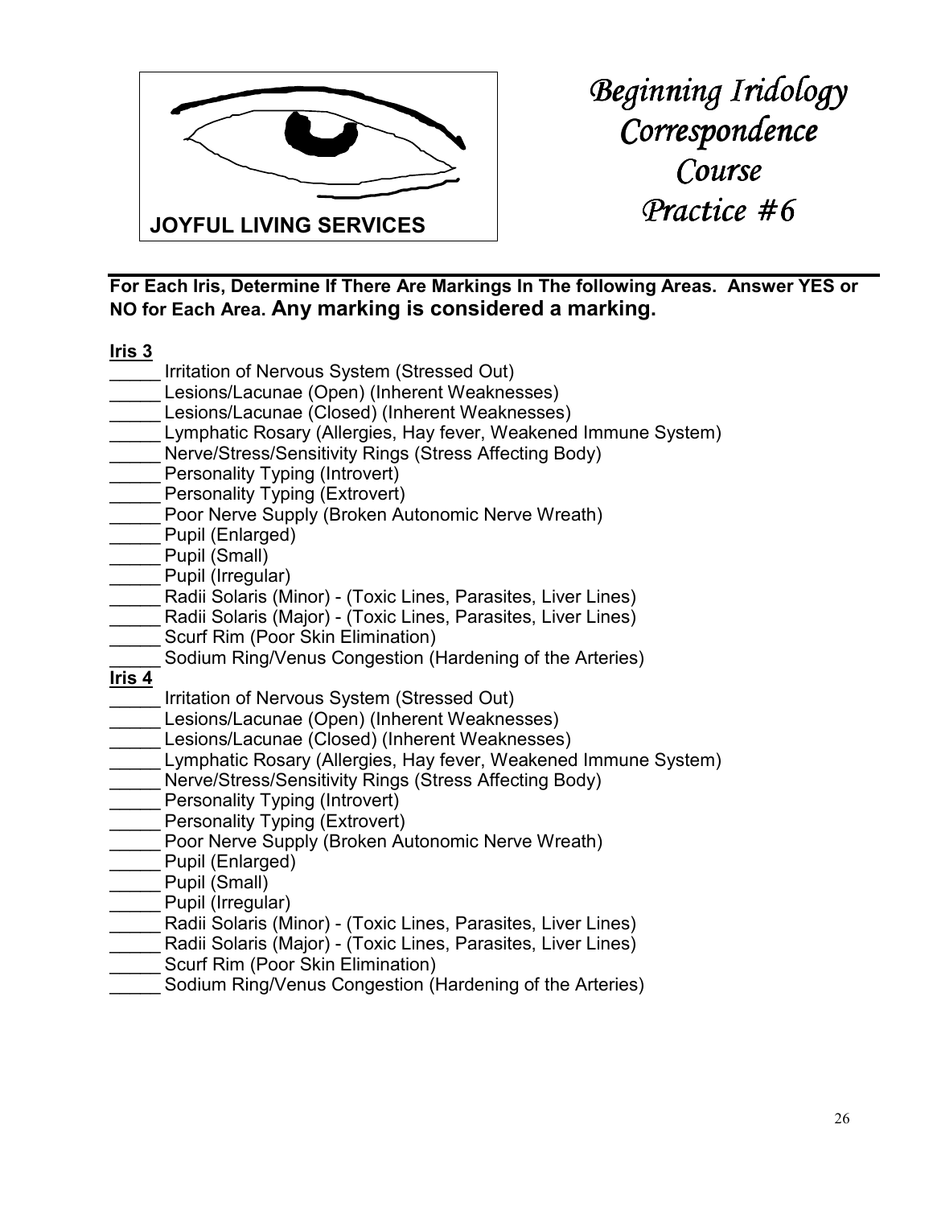JOYFUL LIVING SERVICES

# Beginning Iridology Correspondence Course Practice #6

**For Each Iris, Determine If There Are Markings In The following Areas. Answer YES or NO for Each Area. Any marking is considered a marking.**

**Iris 3**

_____ Irritation of Nervous System (Stressed Out)
_____ Lesions/Lacunae (Open) (Inherent Weaknesses)
_____ Lesions/Lacunae (Closed) (Inherent Weaknesses)
_____ Lymphatic Rosary (Allergies, Hay fever, Weakened Immune System)
_____ Nerve/Stress/Sensitivity Rings (Stress Affecting Body)
_____ Personality Typing (Introvert)
_____ Personality Typing (Extrovert)
_____ Poor Nerve Supply (Broken Autonomic Nerve Wreath)
_____ Pupil (Enlarged)
_____ Pupil (Small)
_____ Pupil (Irregular)
_____ Radii Solaris (Minor) - (Toxic Lines, Parasites, Liver Lines)
_____ Radii Solaris (Major) - (Toxic Lines, Parasites, Liver Lines)
_____ Scurf Rim (Poor Skin Elimination)
_____ Sodium Ring/Venus Congestion (Hardening of the Arteries)

**Iris 4**

_____ Irritation of Nervous System (Stressed Out)
_____ Lesions/Lacunae (Open) (Inherent Weaknesses)
_____ Lesions/Lacunae (Closed) (Inherent Weaknesses)
_____ Lymphatic Rosary (Allergies, Hay fever, Weakened Immune System)
_____ Nerve/Stress/Sensitivity Rings (Stress Affecting Body)
_____ Personality Typing (Introvert)
_____ Personality Typing (Extrovert)
_____ Poor Nerve Supply (Broken Autonomic Nerve Wreath)
_____ Pupil (Enlarged)
_____ Pupil (Small)
_____ Pupil (Irregular)
_____ Radii Solaris (Minor) - (Toxic Lines, Parasites, Liver Lines)
_____ Radii Solaris (Major) - (Toxic Lines, Parasites, Liver Lines)
_____ Scurf Rim (Poor Skin Elimination)
_____ Sodium Ring/Venus Congestion (Hardening of the Arteries)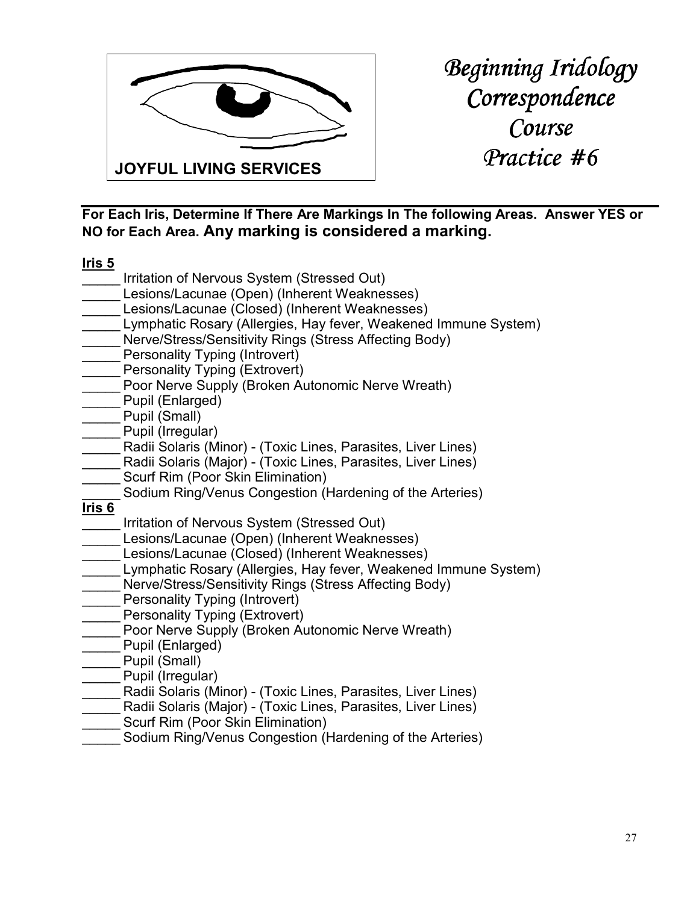JOYFUL LIVING SERVICES

# *Beginning Iridology Correspondence Course Practice #6*

**For Each Iris, Determine If There Are Markings In The following Areas. Answer YES or NO for Each Area. Any marking is considered a marking.**

**Iris 5**

_____ Irritation of Nervous System (Stressed Out)
_____ Lesions/Lacunae (Open) (Inherent Weaknesses)
_____ Lesions/Lacunae (Closed) (Inherent Weaknesses)
_____ Lymphatic Rosary (Allergies, Hay fever, Weakened Immune System)
_____ Nerve/Stress/Sensitivity Rings (Stress Affecting Body)
_____ Personality Typing (Introvert)
_____ Personality Typing (Extrovert)
_____ Poor Nerve Supply (Broken Autonomic Nerve Wreath)
_____ Pupil (Enlarged)
_____ Pupil (Small)
_____ Pupil (Irregular)
_____ Radii Solaris (Minor) - (Toxic Lines, Parasites, Liver Lines)
_____ Radii Solaris (Major) - (Toxic Lines, Parasites, Liver Lines)
_____ Scurf Rim (Poor Skin Elimination)
_____ Sodium Ring/Venus Congestion (Hardening of the Arteries)

**Iris 6**

_____ Irritation of Nervous System (Stressed Out)
_____ Lesions/Lacunae (Open) (Inherent Weaknesses)
_____ Lesions/Lacunae (Closed) (Inherent Weaknesses)
_____ Lymphatic Rosary (Allergies, Hay fever, Weakened Immune System)
_____ Nerve/Stress/Sensitivity Rings (Stress Affecting Body)
_____ Personality Typing (Introvert)
_____ Personality Typing (Extrovert)
_____ Poor Nerve Supply (Broken Autonomic Nerve Wreath)
_____ Pupil (Enlarged)
_____ Pupil (Small)
_____ Pupil (Irregular)
_____ Radii Solaris (Minor) - (Toxic Lines, Parasites, Liver Lines)
_____ Radii Solaris (Major) - (Toxic Lines, Parasites, Liver Lines)
_____ Scurf Rim (Poor Skin Elimination)
_____ Sodium Ring/Venus Congestion (Hardening of the Arteries)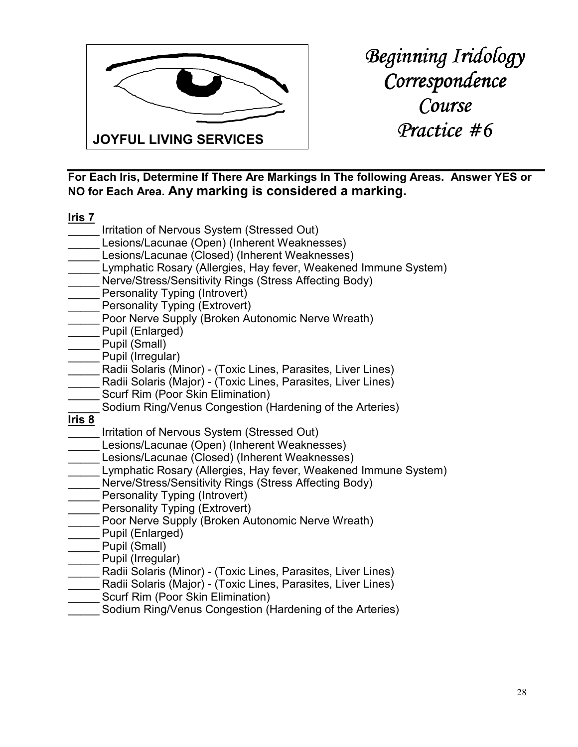JOYFUL LIVING SERVICES

# Beginning Iridology Correspondence Course Practice #6

**For Each Iris, Determine If There Are Markings In The following Areas. Answer YES or NO for Each Area. Any marking is considered a marking.**

**Iris 7**

_____ Irritation of Nervous System (Stressed Out)
_____ Lesions/Lacunae (Open) (Inherent Weaknesses)
_____ Lesions/Lacunae (Closed) (Inherent Weaknesses)
_____ Lymphatic Rosary (Allergies, Hay fever, Weakened Immune System)
_____ Nerve/Stress/Sensitivity Rings (Stress Affecting Body)
_____ Personality Typing (Introvert)
_____ Personality Typing (Extrovert)
_____ Poor Nerve Supply (Broken Autonomic Nerve Wreath)
_____ Pupil (Enlarged)
_____ Pupil (Small)
_____ Pupil (Irregular)
_____ Radii Solaris (Minor) - (Toxic Lines, Parasites, Liver Lines)
_____ Radii Solaris (Major) - (Toxic Lines, Parasites, Liver Lines)
_____ Scurf Rim (Poor Skin Elimination)
_____ Sodium Ring/Venus Congestion (Hardening of the Arteries)

**Iris 8**

_____ Irritation of Nervous System (Stressed Out)
_____ Lesions/Lacunae (Open) (Inherent Weaknesses)
_____ Lesions/Lacunae (Closed) (Inherent Weaknesses)
_____ Lymphatic Rosary (Allergies, Hay fever, Weakened Immune System)
_____ Nerve/Stress/Sensitivity Rings (Stress Affecting Body)
_____ Personality Typing (Introvert)
_____ Personality Typing (Extrovert)
_____ Poor Nerve Supply (Broken Autonomic Nerve Wreath)
_____ Pupil (Enlarged)
_____ Pupil (Small)
_____ Pupil (Irregular)
_____ Radii Solaris (Minor) - (Toxic Lines, Parasites, Liver Lines)
_____ Radii Solaris (Major) - (Toxic Lines, Parasites, Liver Lines)
_____ Scurf Rim (Poor Skin Elimination)
_____ Sodium Ring/Venus Congestion (Hardening of the Arteries)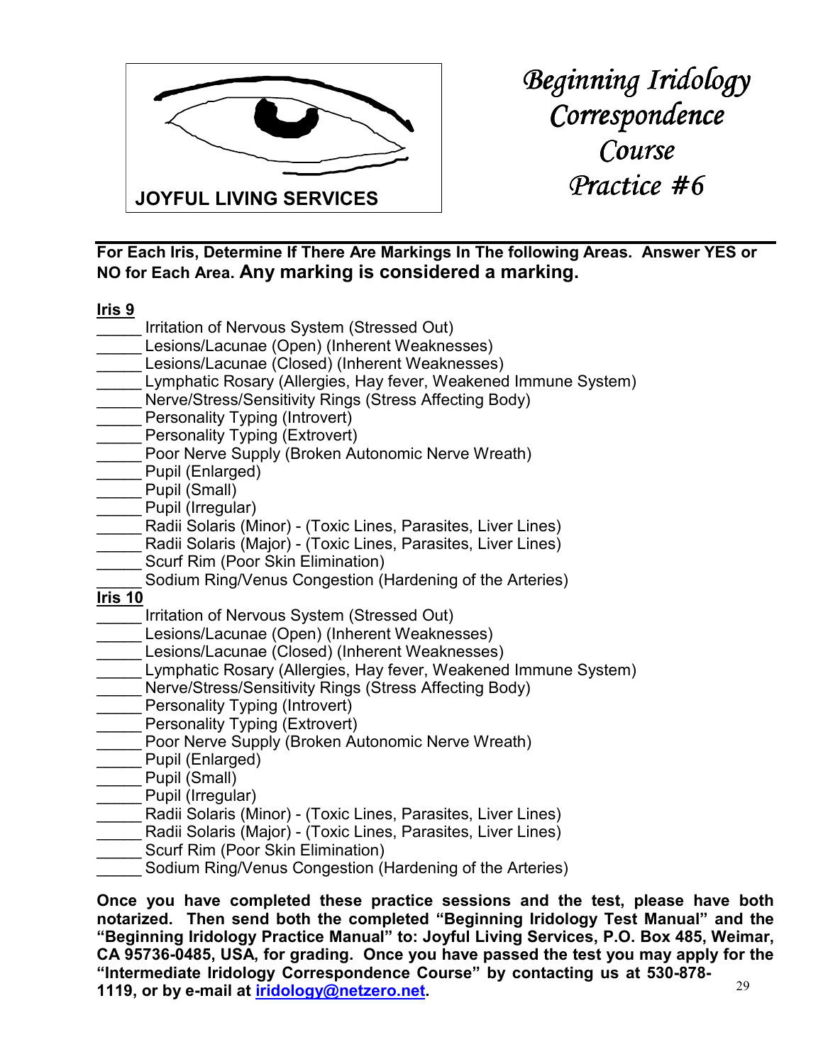JOYFUL LIVING SERVICES

# *Beginning Iridology Correspondence Course Practice #6*

**For Each Iris, Determine If There Are Markings In The following Areas. Answer YES or NO for Each Area. Any marking is considered a marking.**

**Iris 9**

_____ Irritation of Nervous System (Stressed Out)
_____ Lesions/Lacunae (Open) (Inherent Weaknesses)
_____ Lesions/Lacunae (Closed) (Inherent Weaknesses)
_____ Lymphatic Rosary (Allergies, Hay fever, Weakened Immune System)
_____ Nerve/Stress/Sensitivity Rings (Stress Affecting Body)
_____ Personality Typing (Introvert)
_____ Personality Typing (Extrovert)
_____ Poor Nerve Supply (Broken Autonomic Nerve Wreath)
_____ Pupil (Enlarged)
_____ Pupil (Small)
_____ Pupil (Irregular)
_____ Radii Solaris (Minor) - (Toxic Lines, Parasites, Liver Lines)
_____ Radii Solaris (Major) - (Toxic Lines, Parasites, Liver Lines)
_____ Scurf Rim (Poor Skin Elimination)
_____ Sodium Ring/Venus Congestion (Hardening of the Arteries)

**Iris 10**

_____ Irritation of Nervous System (Stressed Out)
_____ Lesions/Lacunae (Open) (Inherent Weaknesses)
_____ Lesions/Lacunae (Closed) (Inherent Weaknesses)
_____ Lymphatic Rosary (Allergies, Hay fever, Weakened Immune System)
_____ Nerve/Stress/Sensitivity Rings (Stress Affecting Body)
_____ Personality Typing (Introvert)
_____ Personality Typing (Extrovert)
_____ Poor Nerve Supply (Broken Autonomic Nerve Wreath)
_____ Pupil (Enlarged)
_____ Pupil (Small)
_____ Pupil (Irregular)
_____ Radii Solaris (Minor) - (Toxic Lines, Parasites, Liver Lines)
_____ Radii Solaris (Major) - (Toxic Lines, Parasites, Liver Lines)
_____ Scurf Rim (Poor Skin Elimination)
_____ Sodium Ring/Venus Congestion (Hardening of the Arteries)

**Once you have completed these practice sessions and the test, please have both notarized. Then send both the completed "Beginning Iridology Test Manual" and the "Beginning Iridology Practice Manual" to: Joyful Living Services, P.O. Box 485, Weimar, CA 95736-0485, USA, for grading. Once you have passed the test you may apply for the "Intermediate Iridology Correspondence Course" by contacting us at 530-878-1119, or by e-mail at iridology@netzero.net.**